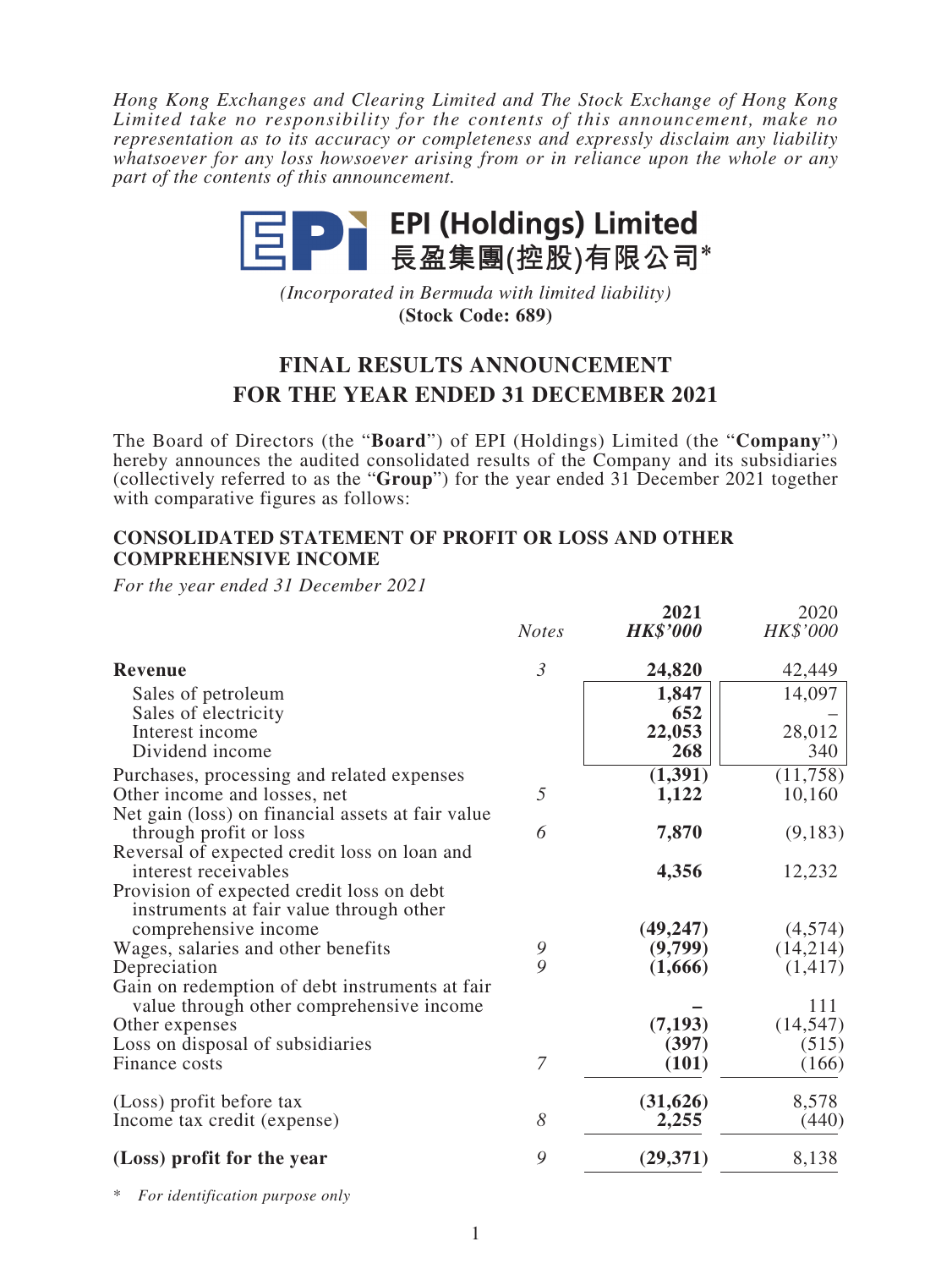*Hong Kong Exchanges and Clearing Limited and The Stock Exchange of Hong Kong Limited take no responsibility for the contents of this announcement, make no representation as to its accuracy or completeness and expressly disclaim any liability whatsoever for any loss howsoever arising from or in reliance upon the whole or any part of the contents of this announcement.*

# EPI (Holdings) Limited
# 長盈集團(控股)有限公司*

*(Incorporated in Bermuda with limited liability)*
**(Stock Code: 689)**

## FINAL RESULTS ANNOUNCEMENT
## FOR THE YEAR ENDED 31 DECEMBER 2021

The Board of Directors (the "**Board**") of EPI (Holdings) Limited (the "**Company**") hereby announces the audited consolidated results of the Company and its subsidiaries (collectively referred to as the "**Group**") for the year ended 31 December 2021 together with comparative figures as follows:

### CONSOLIDATED STATEMENT OF PROFIT OR LOSS AND OTHER COMPREHENSIVE INCOME

*For the year ended 31 December 2021*

| | *Notes* | **2021** *HK\$'000* | 2020 *HK\$'000* |
|---|---|---|---|
| **Revenue** | *3* | **24,820** | 42,449 |
| Sales of petroleum | | **1,847** | 14,097 |
| Sales of electricity | | **652** | – |
| Interest income | | **22,053** | 28,012 |
| Dividend income | | **268** | 340 |
| Purchases, processing and related expenses | | **(1,391)** | (11,758) |
| Other income and losses, net | *5* | **1,122** | 10,160 |
| Net gain (loss) on financial assets at fair value through profit or loss | *6* | **7,870** | (9,183) |
| Reversal of expected credit loss on loan and interest receivables | | **4,356** | 12,232 |
| Provision of expected credit loss on debt instruments at fair value through other comprehensive income | | **(49,247)** | (4,574) |
| Wages, salaries and other benefits | *9* | **(9,799)** | (14,214) |
| Depreciation | *9* | **(1,666)** | (1,417) |
| Gain on redemption of debt instruments at fair value through other comprehensive income | | **–** | 111 |
| Other expenses | | **(7,193)** | (14,547) |
| Loss on disposal of subsidiaries | | **(397)** | (515) |
| Finance costs | *7* | **(101)** | (166) |
| (Loss) profit before tax | | **(31,626)** | 8,578 |
| Income tax credit (expense) | *8* | **2,255** | (440) |
| **(Loss) profit for the year** | *9* | **(29,371)** | 8,138 |

\* *For identification purpose only*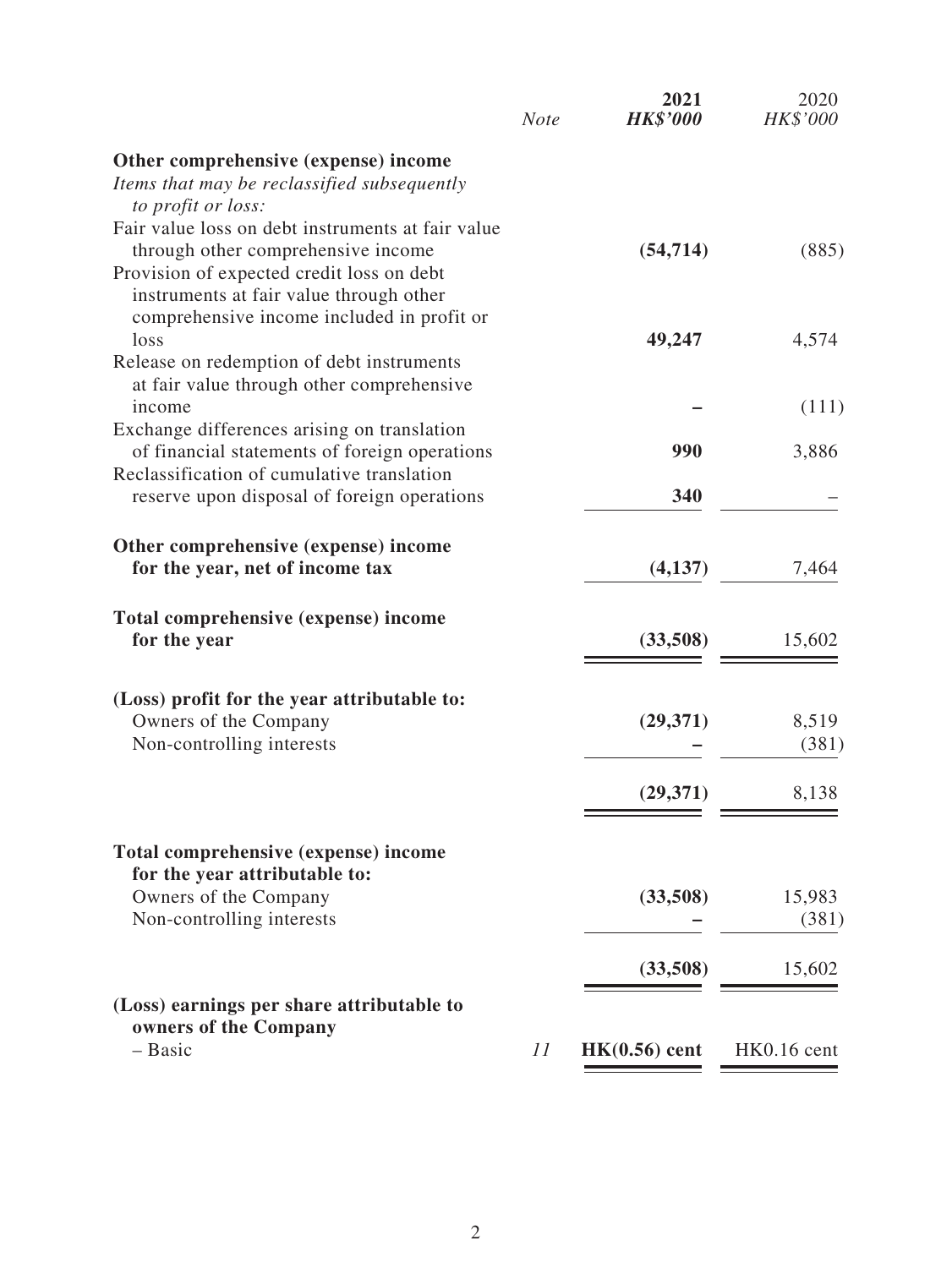| | *Note* | **2021** ***HK$'000*** | 2020 *HK$'000* |
|---|---|---|---|
| **Other comprehensive (expense) income** | | | |
| *Items that may be reclassified subsequently to profit or loss:* | | | |
| Fair value loss on debt instruments at fair value through other comprehensive income | | **(54,714)** | (885) |
| Provision of expected credit loss on debt instruments at fair value through other comprehensive income included in profit or loss | | **49,247** | 4,574 |
| Release on redemption of debt instruments at fair value through other comprehensive income | | **–** | (111) |
| Exchange differences arising on translation of financial statements of foreign operations | | **990** | 3,886 |
| Reclassification of cumulative translation reserve upon disposal of foreign operations | | **340** | – |
| **Other comprehensive (expense) income for the year, net of income tax** | | **(4,137)** | 7,464 |
| **Total comprehensive (expense) income for the year** | | **(33,508)** | 15,602 |
| **(Loss) profit for the year attributable to:** | | | |
| Owners of the Company | | **(29,371)** | 8,519 |
| Non-controlling interests | | **–** | (381) |
| | | **(29,371)** | 8,138 |
| **Total comprehensive (expense) income for the year attributable to:** | | | |
| Owners of the Company | | **(33,508)** | 15,983 |
| Non-controlling interests | | **–** | (381) |
| | | **(33,508)** | 15,602 |
| **(Loss) earnings per share attributable to owners of the Company** | | | |
| – Basic | *11* | **HK(0.56) cent** | HK0.16 cent |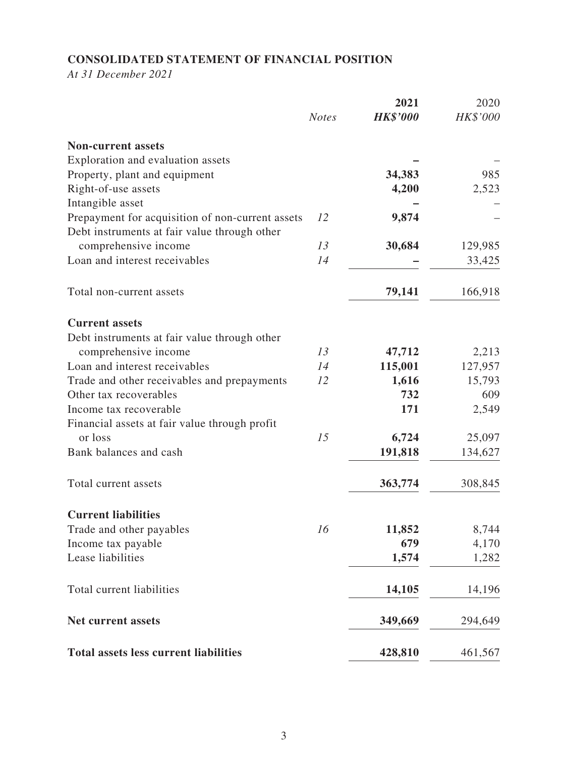**CONSOLIDATED STATEMENT OF FINANCIAL POSITION**

*At 31 December 2021*

| | *Notes* | **2021** | 2020 |
|---|---|---|---|
| | | ***HK$'000*** | *HK$'000* |
| **Non-current assets** | | | |
| Exploration and evaluation assets | | **–** | – |
| Property, plant and equipment | | **34,383** | 985 |
| Right-of-use assets | | **4,200** | 2,523 |
| Intangible asset | | **–** | – |
| Prepayment for acquisition of non-current assets | *12* | **9,874** | – |
| Debt instruments at fair value through other comprehensive income | *13* | **30,684** | 129,985 |
| Loan and interest receivables | *14* | **–** | 33,425 |
| Total non-current assets | | **79,141** | 166,918 |
| **Current assets** | | | |
| Debt instruments at fair value through other comprehensive income | *13* | **47,712** | 2,213 |
| Loan and interest receivables | *14* | **115,001** | 127,957 |
| Trade and other receivables and prepayments | *12* | **1,616** | 15,793 |
| Other tax recoverables | | **732** | 609 |
| Income tax recoverable | | **171** | 2,549 |
| Financial assets at fair value through profit or loss | *15* | **6,724** | 25,097 |
| Bank balances and cash | | **191,818** | 134,627 |
| Total current assets | | **363,774** | 308,845 |
| **Current liabilities** | | | |
| Trade and other payables | *16* | **11,852** | 8,744 |
| Income tax payable | | **679** | 4,170 |
| Lease liabilities | | **1,574** | 1,282 |
| Total current liabilities | | **14,105** | 14,196 |
| **Net current assets** | | **349,669** | 294,649 |
| **Total assets less current liabilities** | | **428,810** | 461,567 |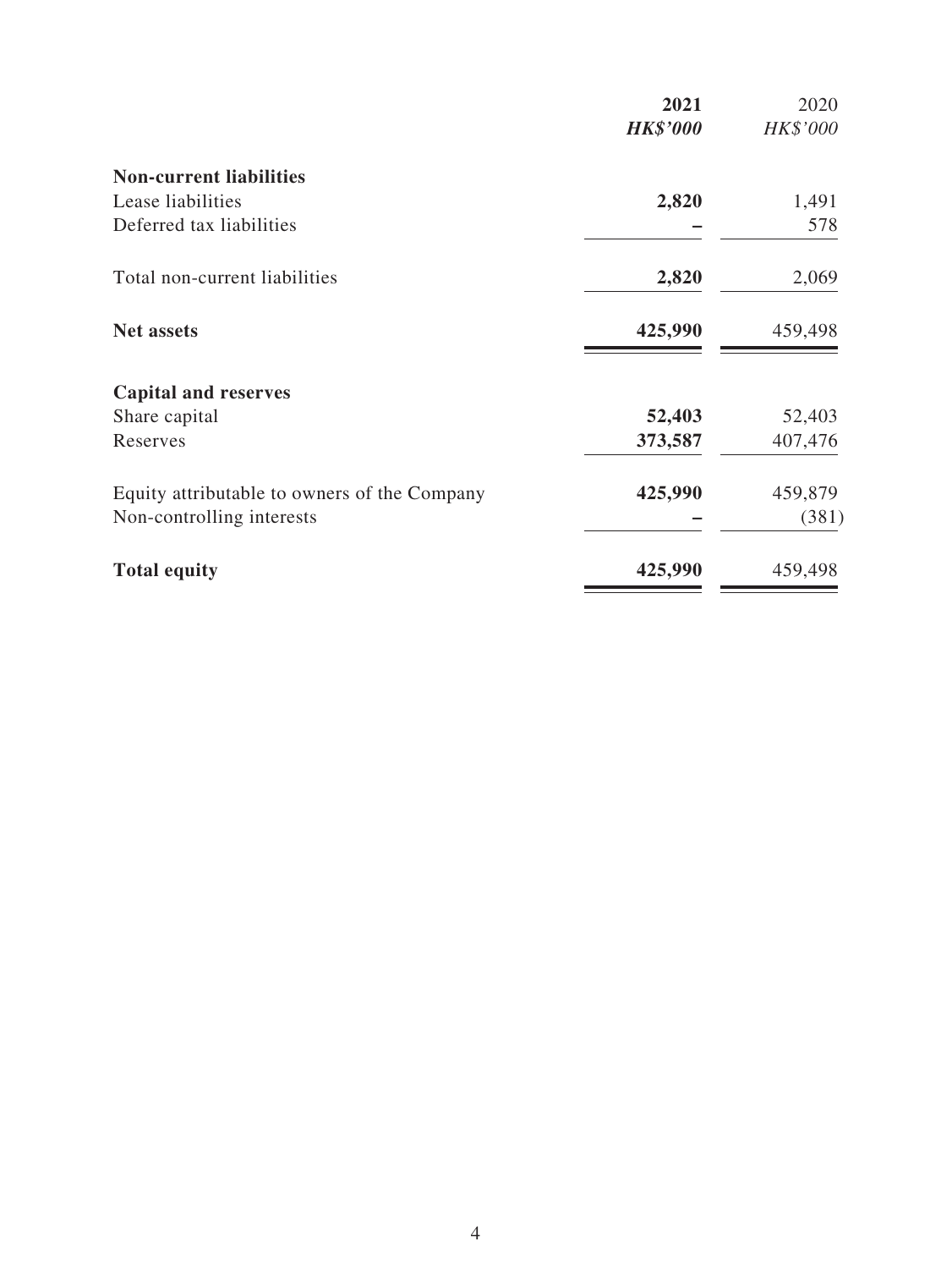| | 2021 | 2020 |
|---|---|---|
| | ***HK$'000*** | *HK$'000* |
| **Non-current liabilities** | | |
| Lease liabilities | **2,820** | 1,491 |
| Deferred tax liabilities | **–** | 578 |
| Total non-current liabilities | **2,820** | 2,069 |
| **Net assets** | **425,990** | 459,498 |
| **Capital and reserves** | | |
| Share capital | **52,403** | 52,403 |
| Reserves | **373,587** | 407,476 |
| Equity attributable to owners of the Company | **425,990** | 459,879 |
| Non-controlling interests | **–** | (381) |
| **Total equity** | **425,990** | 459,498 |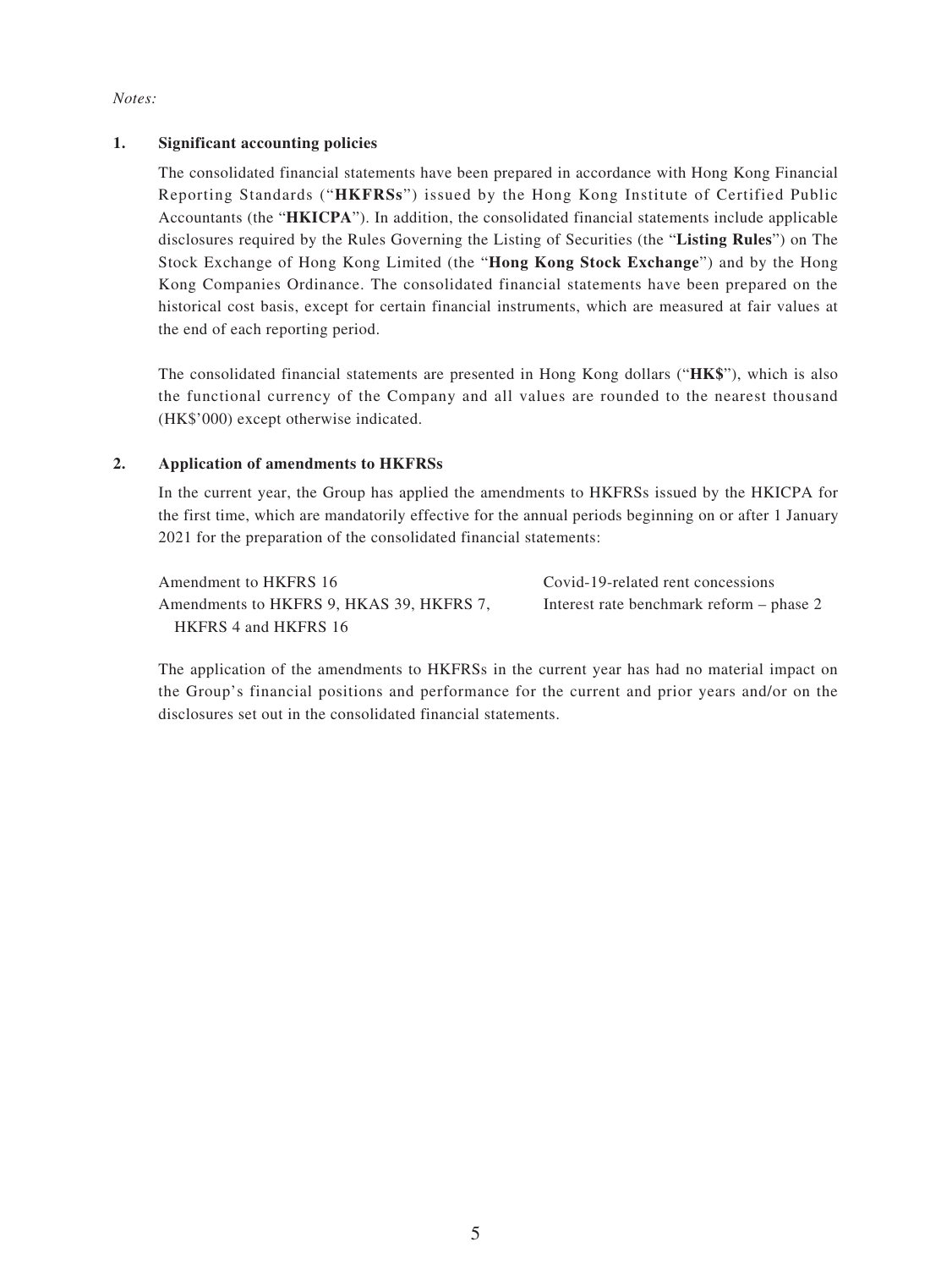*Notes:*

## 1. Significant accounting policies

The consolidated financial statements have been prepared in accordance with Hong Kong Financial Reporting Standards ("**HKFRSs**") issued by the Hong Kong Institute of Certified Public Accountants (the "**HKICPA**"). In addition, the consolidated financial statements include applicable disclosures required by the Rules Governing the Listing of Securities (the "**Listing Rules**") on The Stock Exchange of Hong Kong Limited (the "**Hong Kong Stock Exchange**") and by the Hong Kong Companies Ordinance. The consolidated financial statements have been prepared on the historical cost basis, except for certain financial instruments, which are measured at fair values at the end of each reporting period.

The consolidated financial statements are presented in Hong Kong dollars ("**HK$**"), which is also the functional currency of the Company and all values are rounded to the nearest thousand (HK$'000) except otherwise indicated.

## 2. Application of amendments to HKFRSs

In the current year, the Group has applied the amendments to HKFRSs issued by the HKICPA for the first time, which are mandatorily effective for the annual periods beginning on or after 1 January 2021 for the preparation of the consolidated financial statements:

| | |
|---|---|
| Amendment to HKFRS 16 | Covid-19-related rent concessions |
| Amendments to HKFRS 9, HKAS 39, HKFRS 7, HKFRS 4 and HKFRS 16 | Interest rate benchmark reform – phase 2 |

The application of the amendments to HKFRSs in the current year has had no material impact on the Group's financial positions and performance for the current and prior years and/or on the disclosures set out in the consolidated financial statements.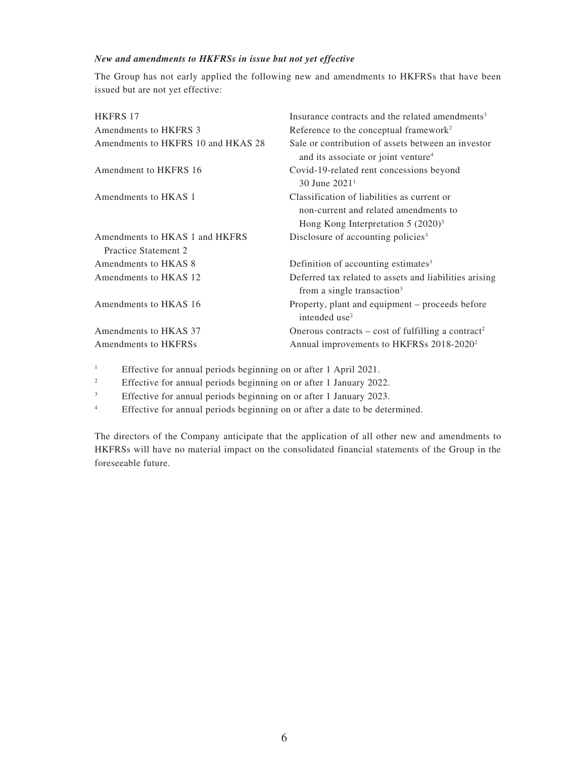***New and amendments to HKFRSs in issue but not yet effective***

The Group has not early applied the following new and amendments to HKFRSs that have been issued but are not yet effective:

| | |
|---|---|
| HKFRS 17 | Insurance contracts and the related amendments[3] |
| Amendments to HKFRS 3 | Reference to the conceptual framework[2] |
| Amendments to HKFRS 10 and HKAS 28 | Sale or contribution of assets between an investor and its associate or joint venture[4] |
| Amendment to HKFRS 16 | Covid-19-related rent concessions beyond 30 June 2021[1] |
| Amendments to HKAS 1 | Classification of liabilities as current or non-current and related amendments to Hong Kong Interpretation 5 (2020)[3] |
| Amendments to HKAS 1 and HKFRS Practice Statement 2 | Disclosure of accounting policies[3] |
| Amendments to HKAS 8 | Definition of accounting estimates[3] |
| Amendments to HKAS 12 | Deferred tax related to assets and liabilities arising from a single transaction[3] |
| Amendments to HKAS 16 | Property, plant and equipment – proceeds before intended use[2] |
| Amendments to HKAS 37 | Onerous contracts – cost of fulfilling a contract[2] |
| Amendments to HKFRSs | Annual improvements to HKFRSs 2018-2020[2] |

[1] Effective for annual periods beginning on or after 1 April 2021.

[2] Effective for annual periods beginning on or after 1 January 2022.

[3] Effective for annual periods beginning on or after 1 January 2023.

[4] Effective for annual periods beginning on or after a date to be determined.

The directors of the Company anticipate that the application of all other new and amendments to HKFRSs will have no material impact on the consolidated financial statements of the Group in the foreseeable future.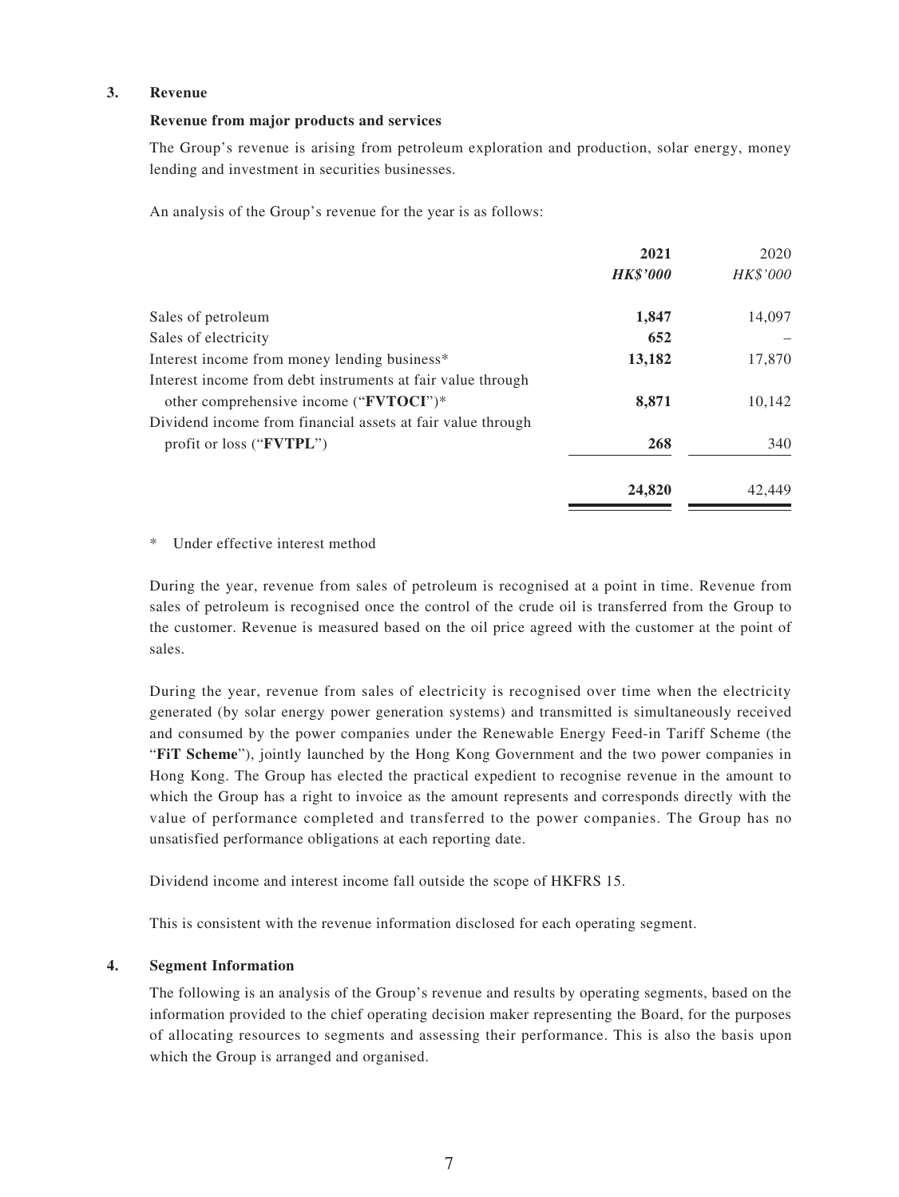### 3. Revenue

**Revenue from major products and services**

The Group's revenue is arising from petroleum exploration and production, solar energy, money lending and investment in securities businesses.

An analysis of the Group's revenue for the year is as follows:

| | **2021** | 2020 |
|---|---|---|
| | ***HK$'000*** | *HK$'000* |
| Sales of petroleum | **1,847** | 14,097 |
| Sales of electricity | **652** | – |
| Interest income from money lending business* | **13,182** | 17,870 |
| Interest income from debt instruments at fair value through other comprehensive income ("**FVTOCI**")* | **8,871** | 10,142 |
| Dividend income from financial assets at fair value through profit or loss ("**FVTPL**") | **268** | 340 |
| | **24,820** | 42,449 |

\* Under effective interest method

During the year, revenue from sales of petroleum is recognised at a point in time. Revenue from sales of petroleum is recognised once the control of the crude oil is transferred from the Group to the customer. Revenue is measured based on the oil price agreed with the customer at the point of sales.

During the year, revenue from sales of electricity is recognised over time when the electricity generated (by solar energy power generation systems) and transmitted is simultaneously received and consumed by the power companies under the Renewable Energy Feed-in Tariff Scheme (the "**FiT Scheme**"), jointly launched by the Hong Kong Government and the two power companies in Hong Kong. The Group has elected the practical expedient to recognise revenue in the amount to which the Group has a right to invoice as the amount represents and corresponds directly with the value of performance completed and transferred to the power companies. The Group has no unsatisfied performance obligations at each reporting date.

Dividend income and interest income fall outside the scope of HKFRS 15.

This is consistent with the revenue information disclosed for each operating segment.

### 4. Segment Information

The following is an analysis of the Group's revenue and results by operating segments, based on the information provided to the chief operating decision maker representing the Board, for the purposes of allocating resources to segments and assessing their performance. This is also the basis upon which the Group is arranged and organised.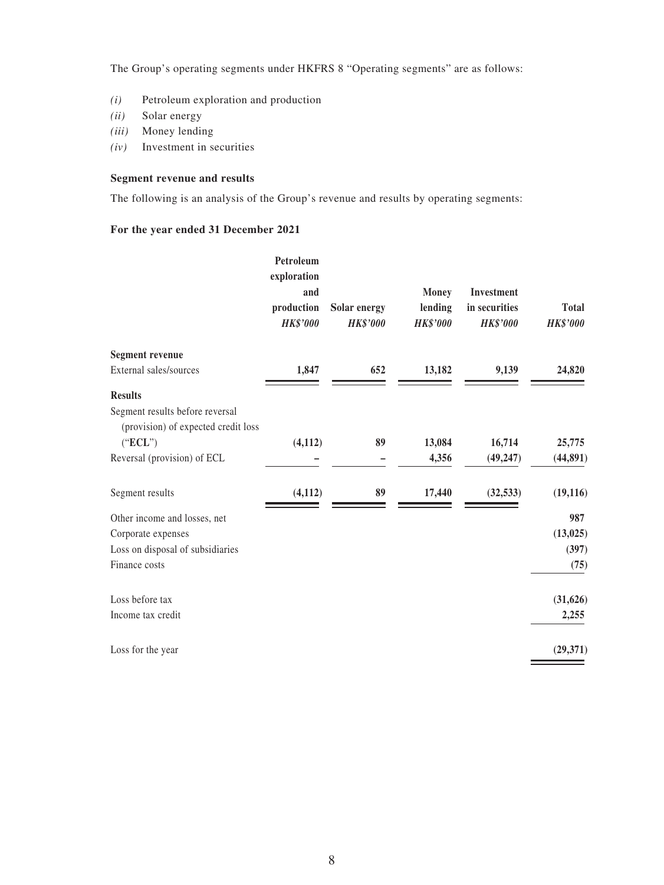The Group's operating segments under HKFRS 8 "Operating segments" are as follows:

*(i)* Petroleum exploration and production
*(ii)* Solar energy
*(iii)* Money lending
*(iv)* Investment in securities

**Segment revenue and results**

The following is an analysis of the Group's revenue and results by operating segments:

**For the year ended 31 December 2021**

| | Petroleum exploration and production *HK$'000* | Solar energy *HK$'000* | Money lending *HK$'000* | Investment in securities *HK$'000* | Total *HK$'000* |
|---|---|---|---|---|---|
| **Segment revenue** | | | | | |
| External sales/sources | **1,847** | **652** | **13,182** | **9,139** | **24,820** |
| **Results** | | | | | |
| Segment results before reversal (provision) of expected credit loss ("**ECL**") | **(4,112)** | **89** | **13,084** | **16,714** | **25,775** |
| Reversal (provision) of ECL | **–** | **–** | **4,356** | **(49,247)** | **(44,891)** |
| Segment results | **(4,112)** | **89** | **17,440** | **(32,533)** | **(19,116)** |
| Other income and losses, net | | | | | **987** |
| Corporate expenses | | | | | **(13,025)** |
| Loss on disposal of subsidiaries | | | | | **(397)** |
| Finance costs | | | | | **(75)** |
| Loss before tax | | | | | **(31,626)** |
| Income tax credit | | | | | **2,255** |
| Loss for the year | | | | | **(29,371)** |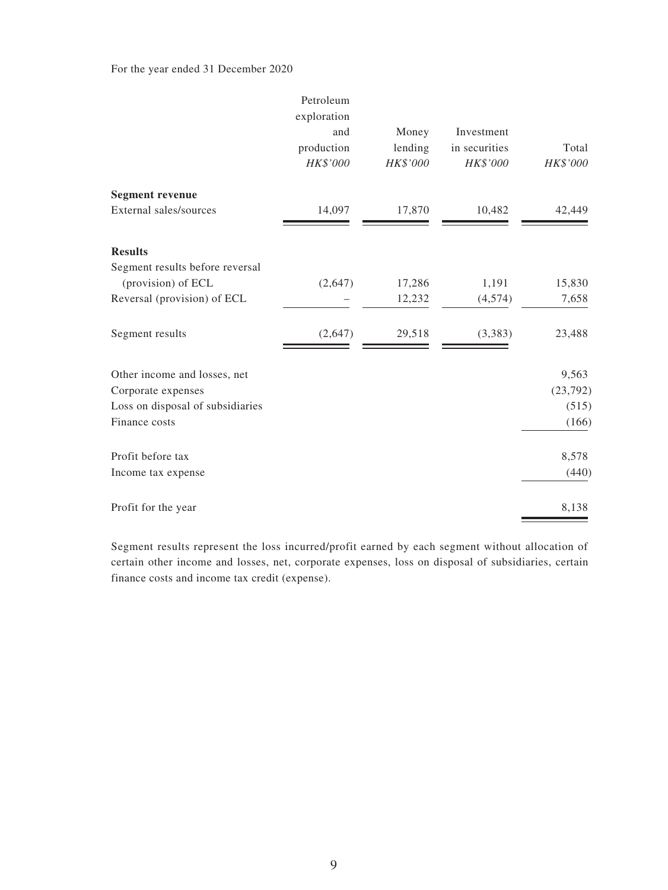For the year ended 31 December 2020

| | Petroleum exploration and production | Money lending | Investment in securities | Total |
|---|---|---|---|---|
| | *HK$'000* | *HK$'000* | *HK$'000* | *HK$'000* |
| **Segment revenue** | | | | |
| External sales/sources | 14,097 | 17,870 | 10,482 | 42,449 |
| **Results** | | | | |
| Segment results before reversal (provision) of ECL | (2,647) | 17,286 | 1,191 | 15,830 |
| Reversal (provision) of ECL | – | 12,232 | (4,574) | 7,658 |
| Segment results | (2,647) | 29,518 | (3,383) | 23,488 |
| Other income and losses, net | | | | 9,563 |
| Corporate expenses | | | | (23,792) |
| Loss on disposal of subsidiaries | | | | (515) |
| Finance costs | | | | (166) |
| Profit before tax | | | | 8,578 |
| Income tax expense | | | | (440) |
| Profit for the year | | | | 8,138 |

Segment results represent the loss incurred/profit earned by each segment without allocation of certain other income and losses, net, corporate expenses, loss on disposal of subsidiaries, certain finance costs and income tax credit (expense).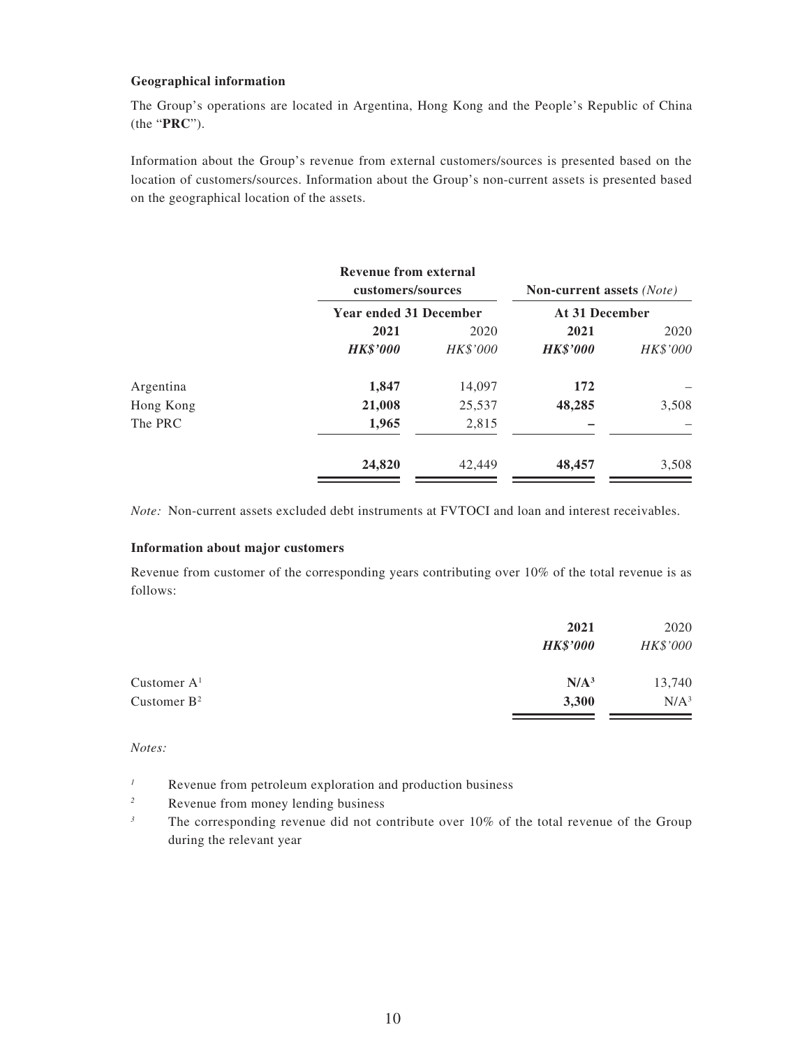**Geographical information**

The Group's operations are located in Argentina, Hong Kong and the People's Republic of China (the "**PRC**").

Information about the Group's revenue from external customers/sources is presented based on the location of customers/sources. Information about the Group's non-current assets is presented based on the geographical location of the assets.

| | Revenue from external customers/sources | | Non-current assets *(Note)* | |
|---|---|---|---|---|
| | Year ended 31 December | | At 31 December | |
| | **2021** | 2020 | **2021** | 2020 |
| | ***HK$'000*** | *HK$'000* | ***HK$'000*** | *HK$'000* |
| Argentina | **1,847** | 14,097 | **172** | – |
| Hong Kong | **21,008** | 25,537 | **48,285** | 3,508 |
| The PRC | **1,965** | 2,815 | **–** | – |
| | **24,820** | 42,449 | **48,457** | 3,508 |

*Note:* Non-current assets excluded debt instruments at FVTOCI and loan and interest receivables.

**Information about major customers**

Revenue from customer of the corresponding years contributing over 10% of the total revenue is as follows:

| | **2021** | 2020 |
|---|---|---|
| | ***HK$'000*** | *HK$'000* |
| Customer A[1] | **N/A[3]** | 13,740 |
| Customer B[2] | **3,300** | N/A[3] |

*Notes:*

[1] Revenue from petroleum exploration and production business

[2] Revenue from money lending business

[3] The corresponding revenue did not contribute over 10% of the total revenue of the Group during the relevant year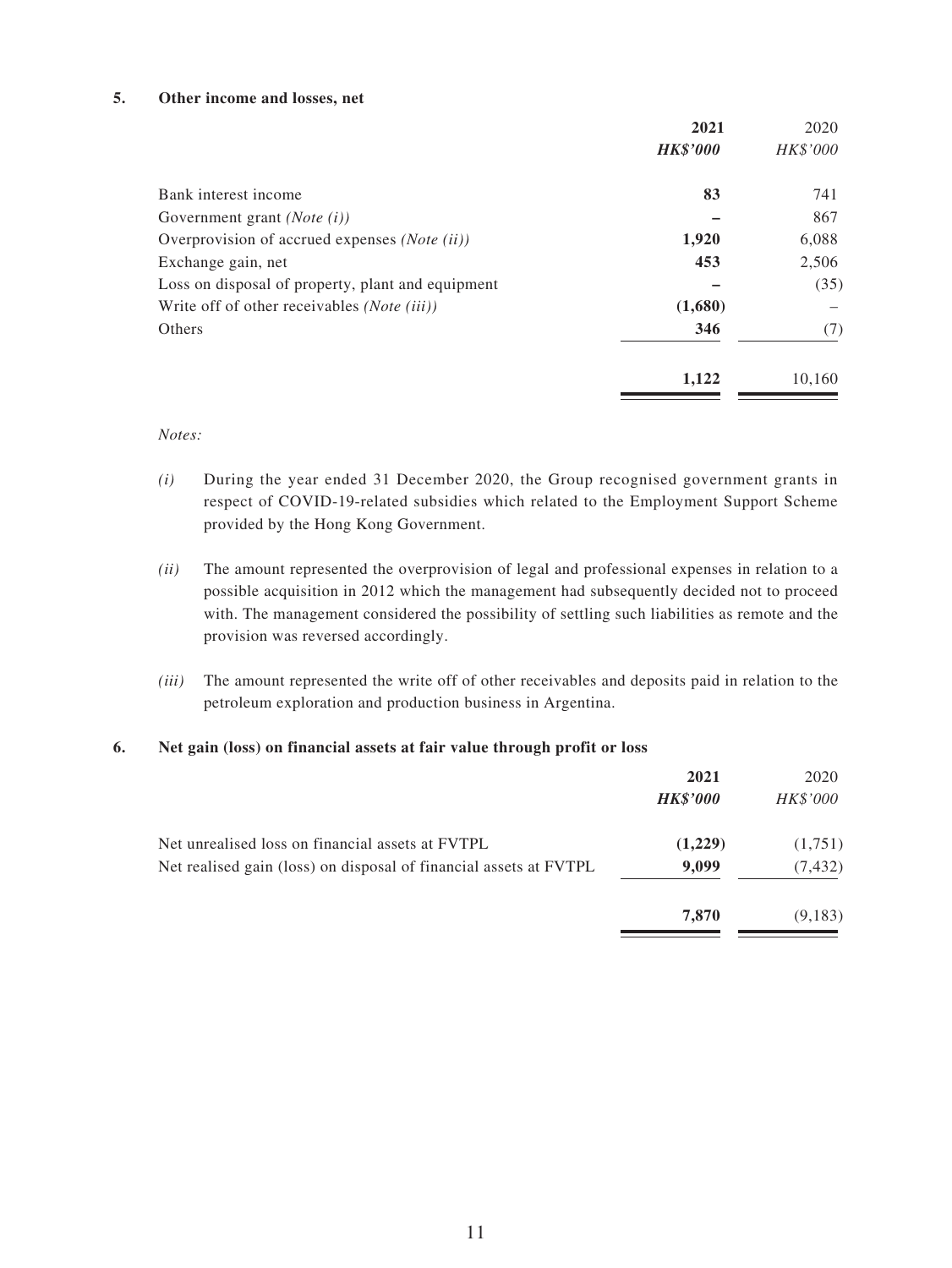## 5. Other income and losses, net

| | **2021** | 2020 |
|---|---|---|
| | ***HK$'000*** | *HK$'000* |
| Bank interest income | **83** | 741 |
| Government grant *(Note (i))* | **–** | 867 |
| Overprovision of accrued expenses *(Note (ii))* | **1,920** | 6,088 |
| Exchange gain, net | **453** | 2,506 |
| Loss on disposal of property, plant and equipment | **–** | (35) |
| Write off of other receivables *(Note (iii))* | **(1,680)** | – |
| Others | **346** | (7) |
| | **1,122** | 10,160 |

*Notes:*

*(i)* During the year ended 31 December 2020, the Group recognised government grants in respect of COVID-19-related subsidies which related to the Employment Support Scheme provided by the Hong Kong Government.

*(ii)* The amount represented the overprovision of legal and professional expenses in relation to a possible acquisition in 2012 which the management had subsequently decided not to proceed with. The management considered the possibility of settling such liabilities as remote and the provision was reversed accordingly.

*(iii)* The amount represented the write off of other receivables and deposits paid in relation to the petroleum exploration and production business in Argentina.

## 6. Net gain (loss) on financial assets at fair value through profit or loss

| | **2021** | 2020 |
|---|---|---|
| | ***HK$'000*** | *HK$'000* |
| Net unrealised loss on financial assets at FVTPL | **(1,229)** | (1,751) |
| Net realised gain (loss) on disposal of financial assets at FVTPL | **9,099** | (7,432) |
| | **7,870** | (9,183) |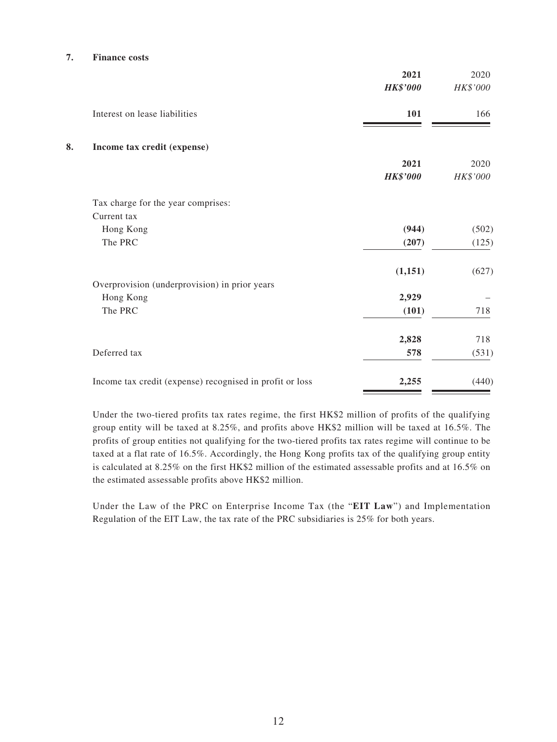## 7. Finance costs

| | 2021 | 2020 |
|---|---|---|
| | ***HK$'000*** | *HK$'000* |
| Interest on lease liabilities | **101** | 166 |

## 8. Income tax credit (expense)

| | 2021 | 2020 |
|---|---|---|
| | ***HK$'000*** | *HK$'000* |
| Tax charge for the year comprises: | | |
| Current tax | | |
| Hong Kong | **(944)** | (502) |
| The PRC | **(207)** | (125) |
| | **(1,151)** | (627) |
| Overprovision (underprovision) in prior years | | |
| Hong Kong | **2,929** | – |
| The PRC | **(101)** | 718 |
| | **2,828** | 718 |
| Deferred tax | **578** | (531) |
| Income tax credit (expense) recognised in profit or loss | **2,255** | (440) |

Under the two-tiered profits tax rates regime, the first HK$2 million of profits of the qualifying group entity will be taxed at 8.25%, and profits above HK$2 million will be taxed at 16.5%. The profits of group entities not qualifying for the two-tiered profits tax rates regime will continue to be taxed at a flat rate of 16.5%. Accordingly, the Hong Kong profits tax of the qualifying group entity is calculated at 8.25% on the first HK$2 million of the estimated assessable profits and at 16.5% on the estimated assessable profits above HK$2 million.

Under the Law of the PRC on Enterprise Income Tax (the "**EIT Law**") and Implementation Regulation of the EIT Law, the tax rate of the PRC subsidiaries is 25% for both years.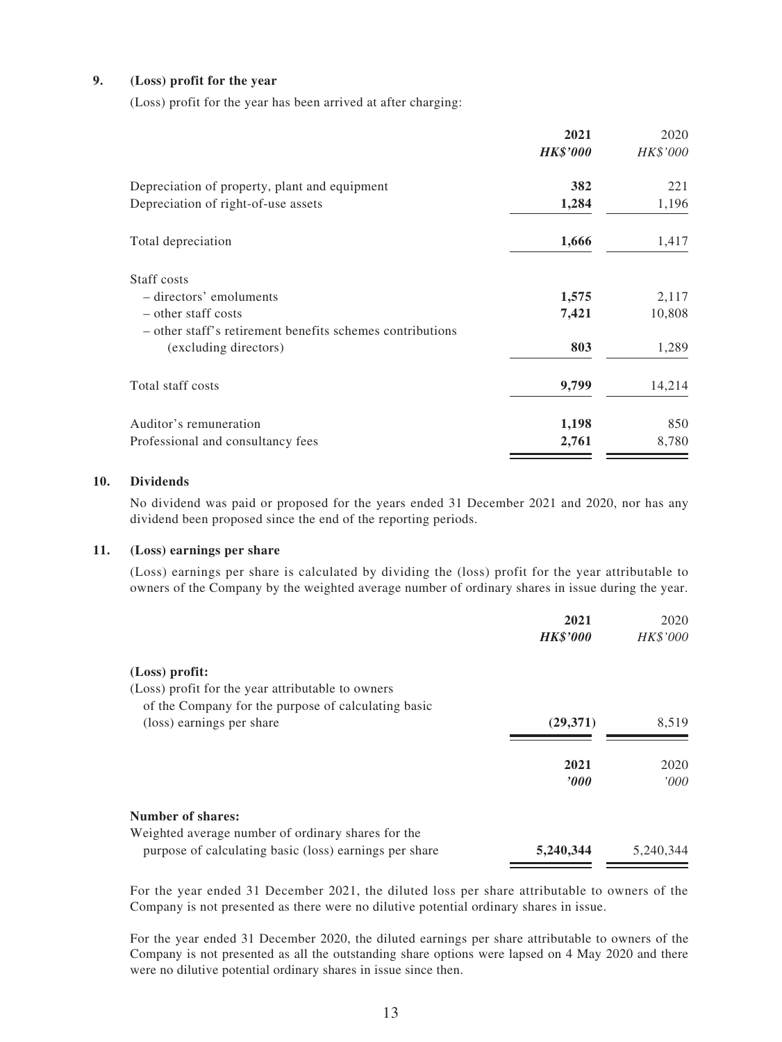## 9. (Loss) profit for the year

(Loss) profit for the year has been arrived at after charging:

| | 2021 | 2020 |
|---|---|---|
| | ***HK$'000*** | *HK$'000* |
| Depreciation of property, plant and equipment | **382** | 221 |
| Depreciation of right-of-use assets | **1,284** | 1,196 |
| Total depreciation | **1,666** | 1,417 |
| Staff costs | | |
| – directors' emoluments | **1,575** | 2,117 |
| – other staff costs | **7,421** | 10,808 |
| – other staff's retirement benefits schemes contributions (excluding directors) | **803** | 1,289 |
| Total staff costs | **9,799** | 14,214 |
| Auditor's remuneration | **1,198** | 850 |
| Professional and consultancy fees | **2,761** | 8,780 |

## 10. Dividends

No dividend was paid or proposed for the years ended 31 December 2021 and 2020, nor has any dividend been proposed since the end of the reporting periods.

## 11. (Loss) earnings per share

(Loss) earnings per share is calculated by dividing the (loss) profit for the year attributable to owners of the Company by the weighted average number of ordinary shares in issue during the year.

| | 2021 | 2020 |
|---|---|---|
| | ***HK$'000*** | *HK$'000* |
| **(Loss) profit:** | | |
| (Loss) profit for the year attributable to owners of the Company for the purpose of calculating basic (loss) earnings per share | **(29,371)** | 8,519 |

| | 2021 | 2020 |
|---|---|---|
| | ***'000*** | *'000* |
| **Number of shares:** | | |
| Weighted average number of ordinary shares for the purpose of calculating basic (loss) earnings per share | **5,240,344** | 5,240,344 |

For the year ended 31 December 2021, the diluted loss per share attributable to owners of the Company is not presented as there were no dilutive potential ordinary shares in issue.

For the year ended 31 December 2020, the diluted earnings per share attributable to owners of the Company is not presented as all the outstanding share options were lapsed on 4 May 2020 and there were no dilutive potential ordinary shares in issue since then.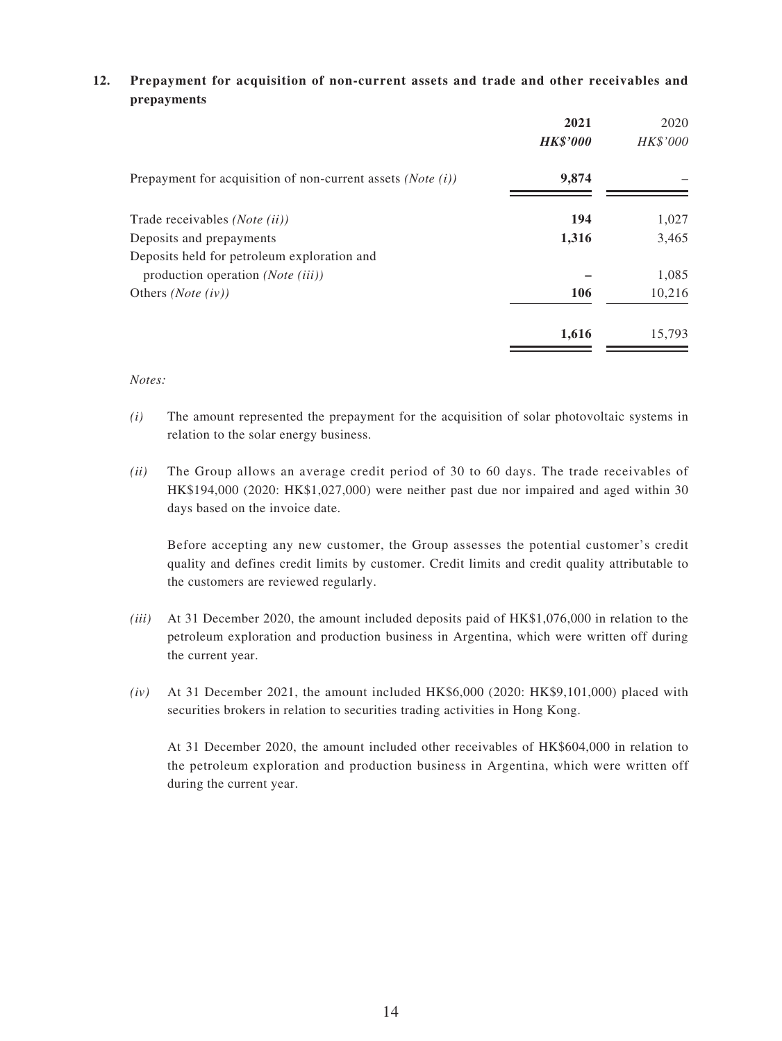## 12. Prepayment for acquisition of non-current assets and trade and other receivables and prepayments

| | 2021 | 2020 |
|---|---|---|
| | ***HK$'000*** | *HK$'000* |
| Prepayment for acquisition of non-current assets *(Note (i))* | **9,874** | – |
| Trade receivables *(Note (ii))* | **194** | 1,027 |
| Deposits and prepayments | **1,316** | 3,465 |
| Deposits held for petroleum exploration and production operation *(Note (iii))* | **–** | 1,085 |
| Others *(Note (iv))* | **106** | 10,216 |
| | **1,616** | 15,793 |

*Notes:*

*(i)* The amount represented the prepayment for the acquisition of solar photovoltaic systems in relation to the solar energy business.

*(ii)* The Group allows an average credit period of 30 to 60 days. The trade receivables of HK$194,000 (2020: HK$1,027,000) were neither past due nor impaired and aged within 30 days based on the invoice date.

Before accepting any new customer, the Group assesses the potential customer's credit quality and defines credit limits by customer. Credit limits and credit quality attributable to the customers are reviewed regularly.

*(iii)* At 31 December 2020, the amount included deposits paid of HK$1,076,000 in relation to the petroleum exploration and production business in Argentina, which were written off during the current year.

*(iv)* At 31 December 2021, the amount included HK$6,000 (2020: HK$9,101,000) placed with securities brokers in relation to securities trading activities in Hong Kong.

At 31 December 2020, the amount included other receivables of HK$604,000 in relation to the petroleum exploration and production business in Argentina, which were written off during the current year.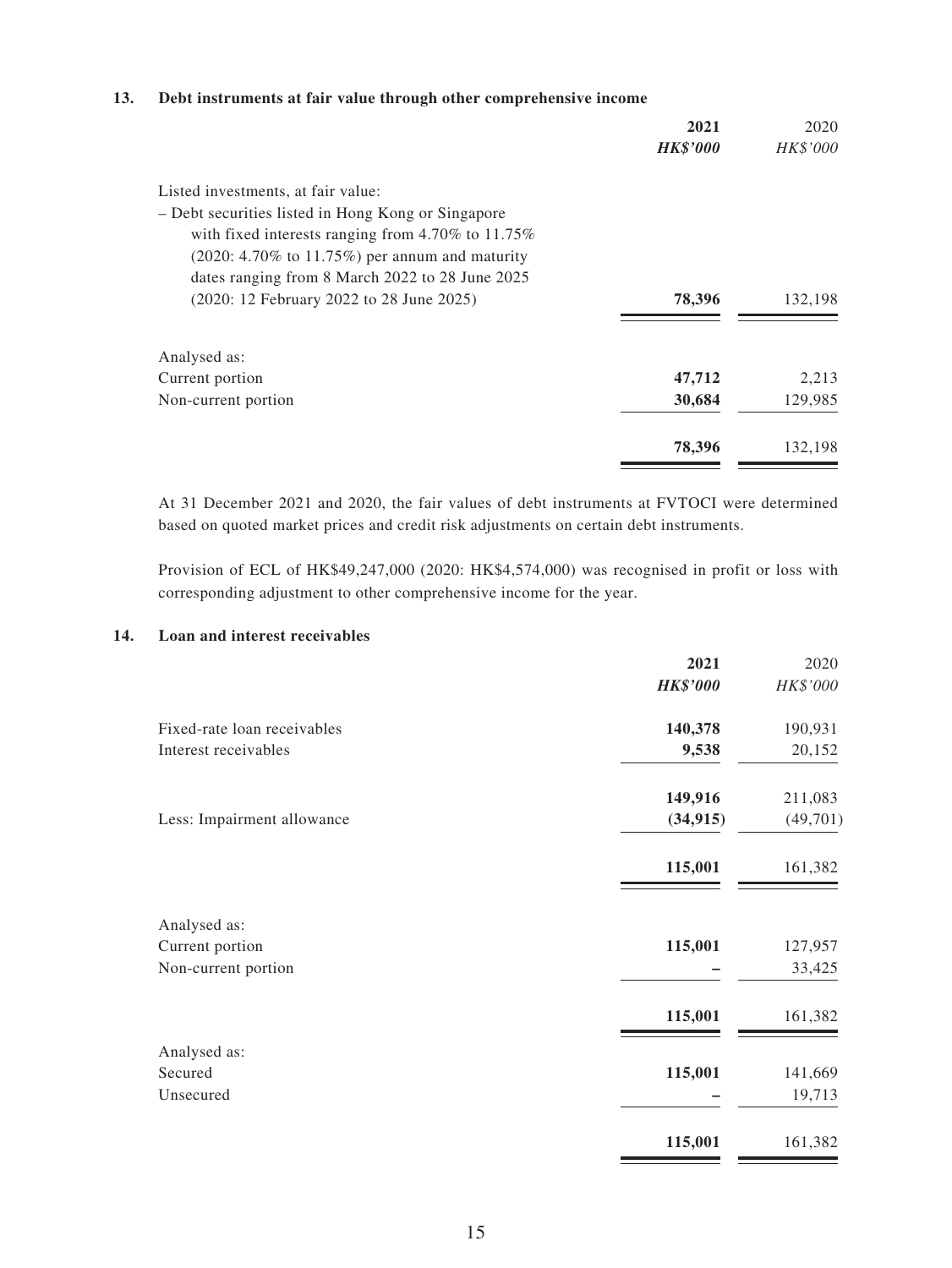## 13. Debt instruments at fair value through other comprehensive income

| | 2021 | 2020 |
|---|---|---|
| | ***HK$'000*** | *HK$'000* |
| Listed investments, at fair value: | | |
| – Debt securities listed in Hong Kong or Singapore with fixed interests ranging from 4.70% to 11.75% (2020: 4.70% to 11.75%) per annum and maturity dates ranging from 8 March 2022 to 28 June 2025 (2020: 12 February 2022 to 28 June 2025) | **78,396** | 132,198 |
| Analysed as: | | |
| Current portion | **47,712** | 2,213 |
| Non-current portion | **30,684** | 129,985 |
| | **78,396** | 132,198 |

At 31 December 2021 and 2020, the fair values of debt instruments at FVTOCI were determined based on quoted market prices and credit risk adjustments on certain debt instruments.

Provision of ECL of HK$49,247,000 (2020: HK$4,574,000) was recognised in profit or loss with corresponding adjustment to other comprehensive income for the year.

## 14. Loan and interest receivables

| | 2021 | 2020 |
|---|---|---|
| | ***HK$'000*** | *HK$'000* |
| Fixed-rate loan receivables | **140,378** | 190,931 |
| Interest receivables | **9,538** | 20,152 |
| | **149,916** | 211,083 |
| Less: Impairment allowance | **(34,915)** | (49,701) |
| | **115,001** | 161,382 |
| Analysed as: | | |
| Current portion | **115,001** | 127,957 |
| Non-current portion | **–** | 33,425 |
| | **115,001** | 161,382 |
| Analysed as: | | |
| Secured | **115,001** | 141,669 |
| Unsecured | **–** | 19,713 |
| | **115,001** | 161,382 |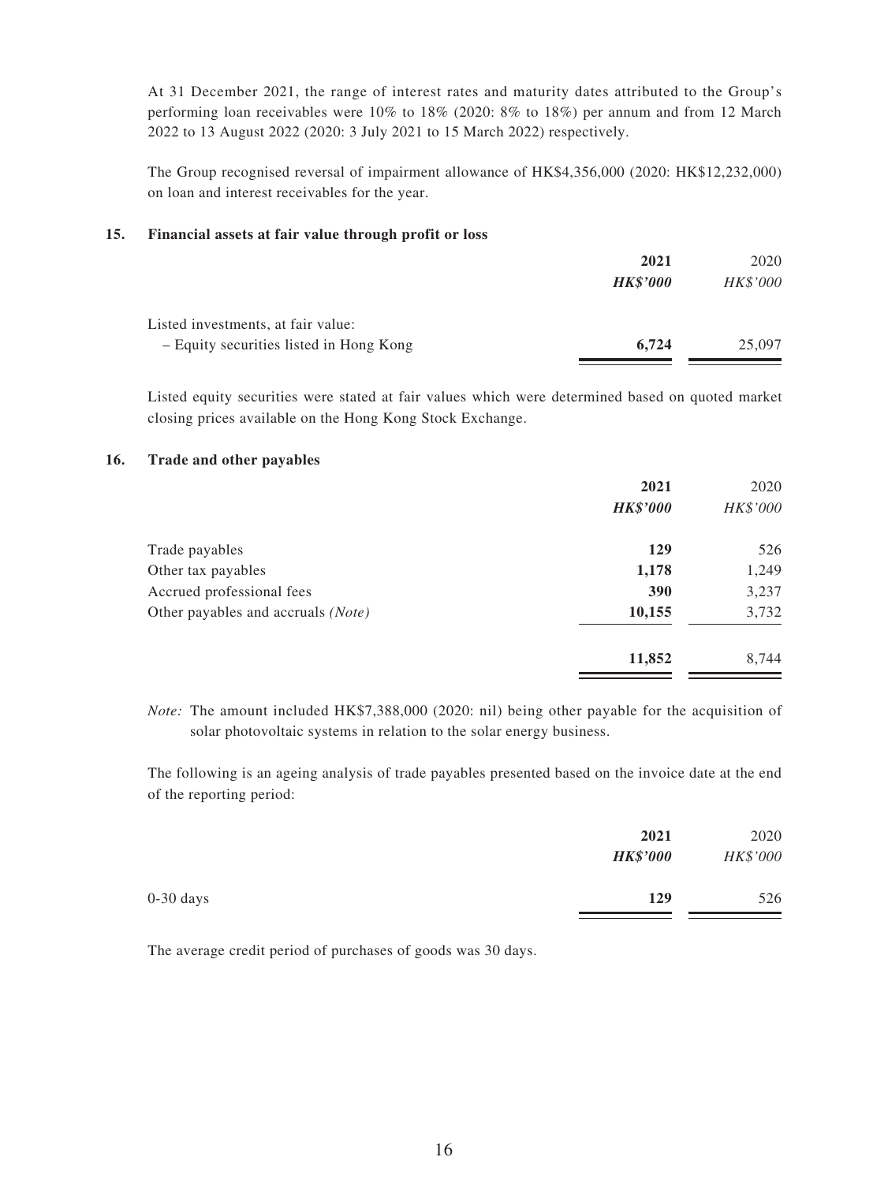At 31 December 2021, the range of interest rates and maturity dates attributed to the Group's performing loan receivables were 10% to 18% (2020: 8% to 18%) per annum and from 12 March 2022 to 13 August 2022 (2020: 3 July 2021 to 15 March 2022) respectively.

The Group recognised reversal of impairment allowance of HK$4,356,000 (2020: HK$12,232,000) on loan and interest receivables for the year.

## 15. Financial assets at fair value through profit or loss

| | **2021** | 2020 |
|---|---|---|
| | ***HK$'000*** | *HK$'000* |
| Listed investments, at fair value: | | |
| – Equity securities listed in Hong Kong | **6,724** | 25,097 |

Listed equity securities were stated at fair values which were determined based on quoted market closing prices available on the Hong Kong Stock Exchange.

## 16. Trade and other payables

| | **2021** | 2020 |
|---|---|---|
| | ***HK$'000*** | *HK$'000* |
| Trade payables | **129** | 526 |
| Other tax payables | **1,178** | 1,249 |
| Accrued professional fees | **390** | 3,237 |
| Other payables and accruals *(Note)* | **10,155** | 3,732 |
| | **11,852** | 8,744 |

*Note:* The amount included HK$7,388,000 (2020: nil) being other payable for the acquisition of solar photovoltaic systems in relation to the solar energy business.

The following is an ageing analysis of trade payables presented based on the invoice date at the end of the reporting period:

| | **2021** | 2020 |
|---|---|---|
| | ***HK$'000*** | *HK$'000* |
| 0-30 days | **129** | 526 |

The average credit period of purchases of goods was 30 days.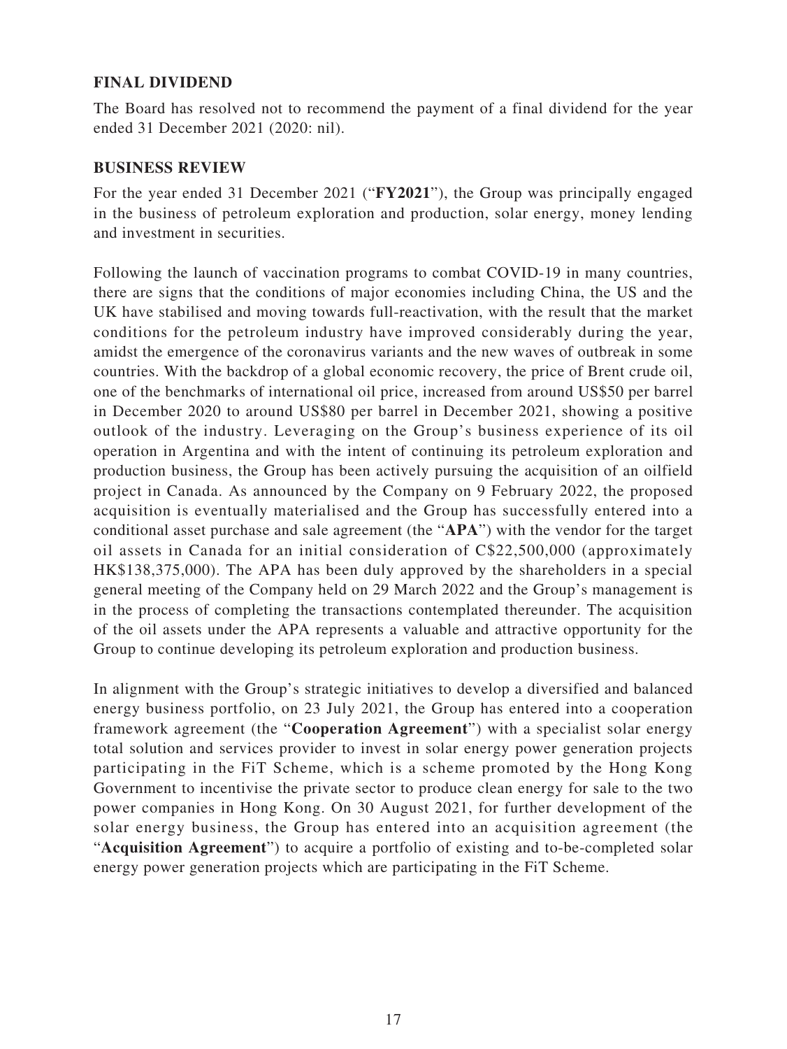## FINAL DIVIDEND

The Board has resolved not to recommend the payment of a final dividend for the year ended 31 December 2021 (2020: nil).

## BUSINESS REVIEW

For the year ended 31 December 2021 ("**FY2021**"), the Group was principally engaged in the business of petroleum exploration and production, solar energy, money lending and investment in securities.

Following the launch of vaccination programs to combat COVID-19 in many countries, there are signs that the conditions of major economies including China, the US and the UK have stabilised and moving towards full-reactivation, with the result that the market conditions for the petroleum industry have improved considerably during the year, amidst the emergence of the coronavirus variants and the new waves of outbreak in some countries. With the backdrop of a global economic recovery, the price of Brent crude oil, one of the benchmarks of international oil price, increased from around US$50 per barrel in December 2020 to around US$80 per barrel in December 2021, showing a positive outlook of the industry. Leveraging on the Group's business experience of its oil operation in Argentina and with the intent of continuing its petroleum exploration and production business, the Group has been actively pursuing the acquisition of an oilfield project in Canada. As announced by the Company on 9 February 2022, the proposed acquisition is eventually materialised and the Group has successfully entered into a conditional asset purchase and sale agreement (the "**APA**") with the vendor for the target oil assets in Canada for an initial consideration of C$22,500,000 (approximately HK$138,375,000). The APA has been duly approved by the shareholders in a special general meeting of the Company held on 29 March 2022 and the Group's management is in the process of completing the transactions contemplated thereunder. The acquisition of the oil assets under the APA represents a valuable and attractive opportunity for the Group to continue developing its petroleum exploration and production business.

In alignment with the Group's strategic initiatives to develop a diversified and balanced energy business portfolio, on 23 July 2021, the Group has entered into a cooperation framework agreement (the "**Cooperation Agreement**") with a specialist solar energy total solution and services provider to invest in solar energy power generation projects participating in the FiT Scheme, which is a scheme promoted by the Hong Kong Government to incentivise the private sector to produce clean energy for sale to the two power companies in Hong Kong. On 30 August 2021, for further development of the solar energy business, the Group has entered into an acquisition agreement (the "**Acquisition Agreement**") to acquire a portfolio of existing and to-be-completed solar energy power generation projects which are participating in the FiT Scheme.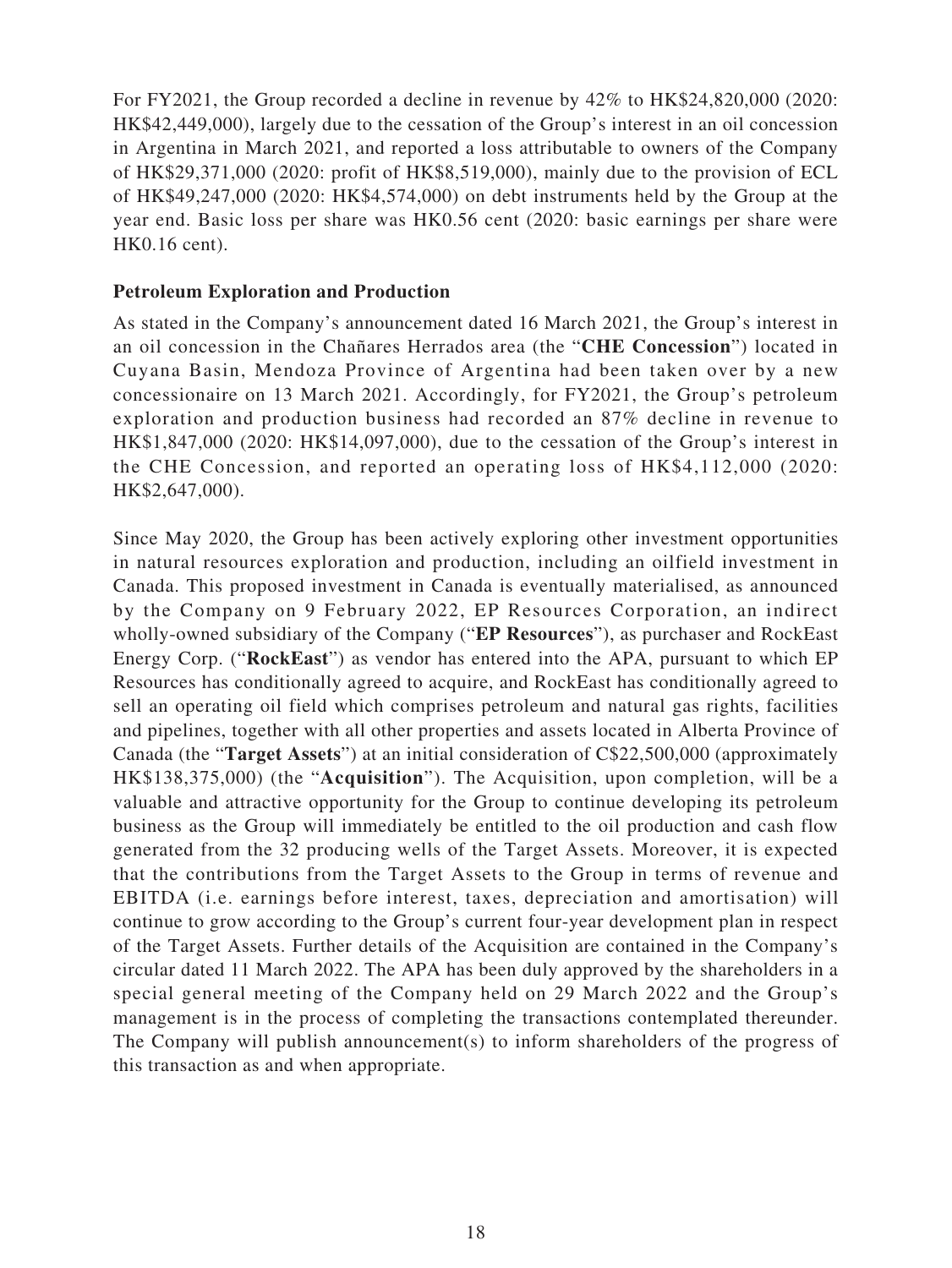For FY2021, the Group recorded a decline in revenue by 42% to HK$24,820,000 (2020: HK$42,449,000), largely due to the cessation of the Group's interest in an oil concession in Argentina in March 2021, and reported a loss attributable to owners of the Company of HK$29,371,000 (2020: profit of HK$8,519,000), mainly due to the provision of ECL of HK$49,247,000 (2020: HK$4,574,000) on debt instruments held by the Group at the year end. Basic loss per share was HK0.56 cent (2020: basic earnings per share were HK0.16 cent).

**Petroleum Exploration and Production**

As stated in the Company's announcement dated 16 March 2021, the Group's interest in an oil concession in the Chañares Herrados area (the "**CHE Concession**") located in Cuyana Basin, Mendoza Province of Argentina had been taken over by a new concessionaire on 13 March 2021. Accordingly, for FY2021, the Group's petroleum exploration and production business had recorded an 87% decline in revenue to HK$1,847,000 (2020: HK$14,097,000), due to the cessation of the Group's interest in the CHE Concession, and reported an operating loss of HK$4,112,000 (2020: HK$2,647,000).

Since May 2020, the Group has been actively exploring other investment opportunities in natural resources exploration and production, including an oilfield investment in Canada. This proposed investment in Canada is eventually materialised, as announced by the Company on 9 February 2022, EP Resources Corporation, an indirect wholly-owned subsidiary of the Company ("**EP Resources**"), as purchaser and RockEast Energy Corp. ("**RockEast**") as vendor has entered into the APA, pursuant to which EP Resources has conditionally agreed to acquire, and RockEast has conditionally agreed to sell an operating oil field which comprises petroleum and natural gas rights, facilities and pipelines, together with all other properties and assets located in Alberta Province of Canada (the "**Target Assets**") at an initial consideration of C$22,500,000 (approximately HK$138,375,000) (the "**Acquisition**"). The Acquisition, upon completion, will be a valuable and attractive opportunity for the Group to continue developing its petroleum business as the Group will immediately be entitled to the oil production and cash flow generated from the 32 producing wells of the Target Assets. Moreover, it is expected that the contributions from the Target Assets to the Group in terms of revenue and EBITDA (i.e. earnings before interest, taxes, depreciation and amortisation) will continue to grow according to the Group's current four-year development plan in respect of the Target Assets. Further details of the Acquisition are contained in the Company's circular dated 11 March 2022. The APA has been duly approved by the shareholders in a special general meeting of the Company held on 29 March 2022 and the Group's management is in the process of completing the transactions contemplated thereunder. The Company will publish announcement(s) to inform shareholders of the progress of this transaction as and when appropriate.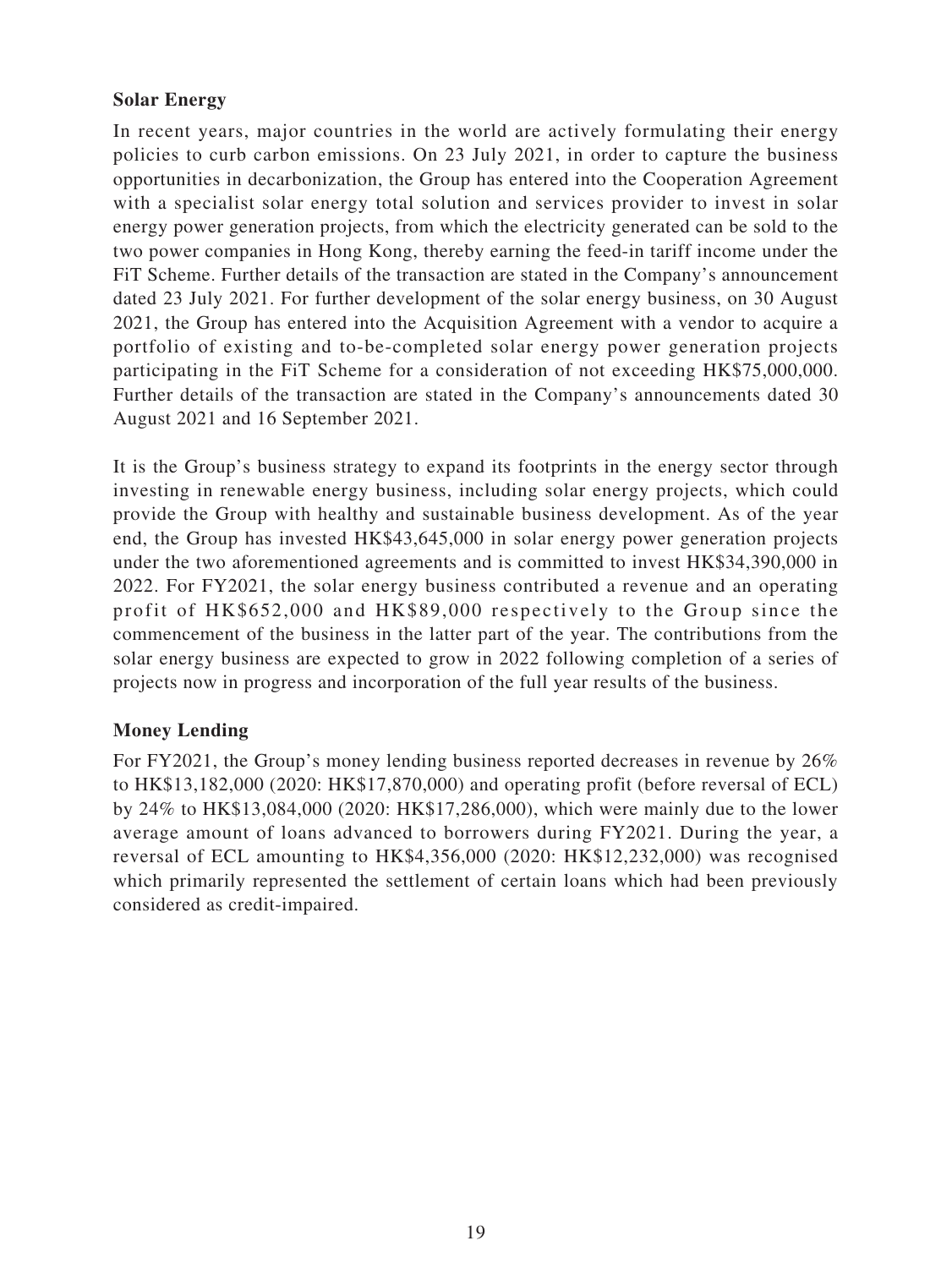**Solar Energy**

In recent years, major countries in the world are actively formulating their energy policies to curb carbon emissions. On 23 July 2021, in order to capture the business opportunities in decarbonization, the Group has entered into the Cooperation Agreement with a specialist solar energy total solution and services provider to invest in solar energy power generation projects, from which the electricity generated can be sold to the two power companies in Hong Kong, thereby earning the feed-in tariff income under the FiT Scheme. Further details of the transaction are stated in the Company's announcement dated 23 July 2021. For further development of the solar energy business, on 30 August 2021, the Group has entered into the Acquisition Agreement with a vendor to acquire a portfolio of existing and to-be-completed solar energy power generation projects participating in the FiT Scheme for a consideration of not exceeding HK$75,000,000. Further details of the transaction are stated in the Company's announcements dated 30 August 2021 and 16 September 2021.

It is the Group's business strategy to expand its footprints in the energy sector through investing in renewable energy business, including solar energy projects, which could provide the Group with healthy and sustainable business development. As of the year end, the Group has invested HK$43,645,000 in solar energy power generation projects under the two aforementioned agreements and is committed to invest HK$34,390,000 in 2022. For FY2021, the solar energy business contributed a revenue and an operating profit of HK$652,000 and HK$89,000 respectively to the Group since the commencement of the business in the latter part of the year. The contributions from the solar energy business are expected to grow in 2022 following completion of a series of projects now in progress and incorporation of the full year results of the business.

**Money Lending**

For FY2021, the Group's money lending business reported decreases in revenue by 26% to HK$13,182,000 (2020: HK$17,870,000) and operating profit (before reversal of ECL) by 24% to HK$13,084,000 (2020: HK$17,286,000), which were mainly due to the lower average amount of loans advanced to borrowers during FY2021. During the year, a reversal of ECL amounting to HK$4,356,000 (2020: HK$12,232,000) was recognised which primarily represented the settlement of certain loans which had been previously considered as credit-impaired.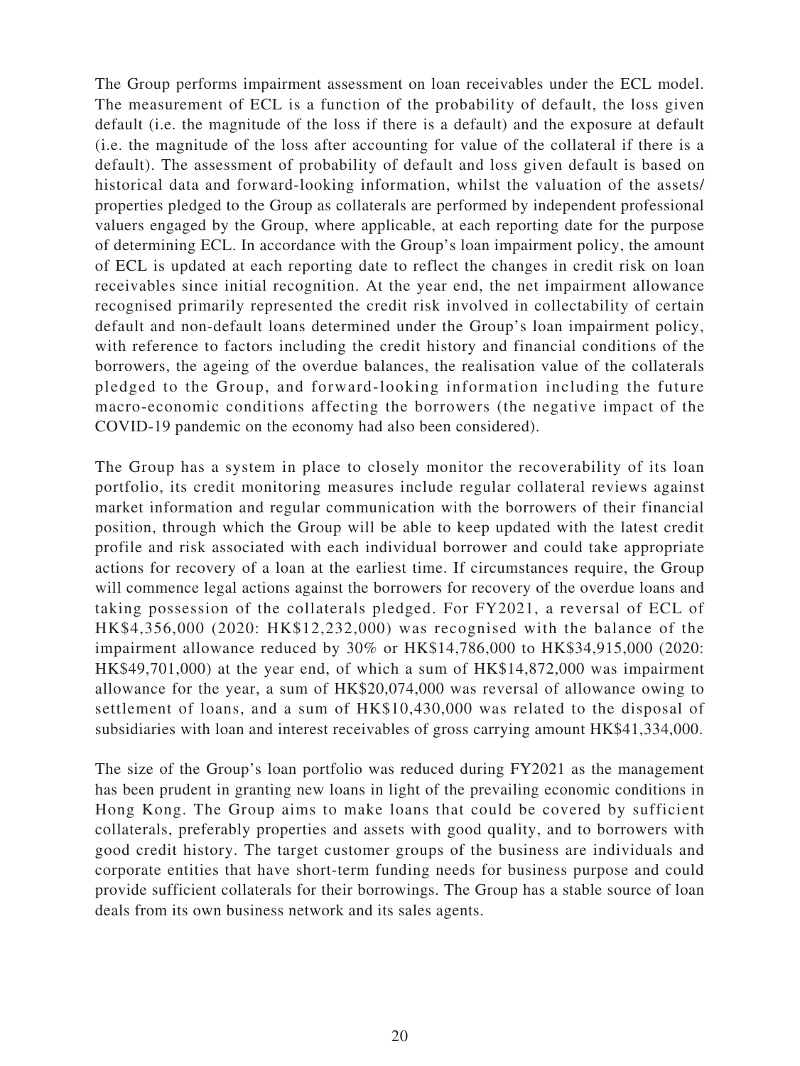The Group performs impairment assessment on loan receivables under the ECL model. The measurement of ECL is a function of the probability of default, the loss given default (i.e. the magnitude of the loss if there is a default) and the exposure at default (i.e. the magnitude of the loss after accounting for value of the collateral if there is a default). The assessment of probability of default and loss given default is based on historical data and forward-looking information, whilst the valuation of the assets/properties pledged to the Group as collaterals are performed by independent professional valuers engaged by the Group, where applicable, at each reporting date for the purpose of determining ECL. In accordance with the Group's loan impairment policy, the amount of ECL is updated at each reporting date to reflect the changes in credit risk on loan receivables since initial recognition. At the year end, the net impairment allowance recognised primarily represented the credit risk involved in collectability of certain default and non-default loans determined under the Group's loan impairment policy, with reference to factors including the credit history and financial conditions of the borrowers, the ageing of the overdue balances, the realisation value of the collaterals pledged to the Group, and forward-looking information including the future macro-economic conditions affecting the borrowers (the negative impact of the COVID-19 pandemic on the economy had also been considered).

The Group has a system in place to closely monitor the recoverability of its loan portfolio, its credit monitoring measures include regular collateral reviews against market information and regular communication with the borrowers of their financial position, through which the Group will be able to keep updated with the latest credit profile and risk associated with each individual borrower and could take appropriate actions for recovery of a loan at the earliest time. If circumstances require, the Group will commence legal actions against the borrowers for recovery of the overdue loans and taking possession of the collaterals pledged. For FY2021, a reversal of ECL of HK$4,356,000 (2020: HK$12,232,000) was recognised with the balance of the impairment allowance reduced by 30% or HK$14,786,000 to HK$34,915,000 (2020: HK$49,701,000) at the year end, of which a sum of HK$14,872,000 was impairment allowance for the year, a sum of HK$20,074,000 was reversal of allowance owing to settlement of loans, and a sum of HK$10,430,000 was related to the disposal of subsidiaries with loan and interest receivables of gross carrying amount HK$41,334,000.

The size of the Group's loan portfolio was reduced during FY2021 as the management has been prudent in granting new loans in light of the prevailing economic conditions in Hong Kong. The Group aims to make loans that could be covered by sufficient collaterals, preferably properties and assets with good quality, and to borrowers with good credit history. The target customer groups of the business are individuals and corporate entities that have short-term funding needs for business purpose and could provide sufficient collaterals for their borrowings. The Group has a stable source of loan deals from its own business network and its sales agents.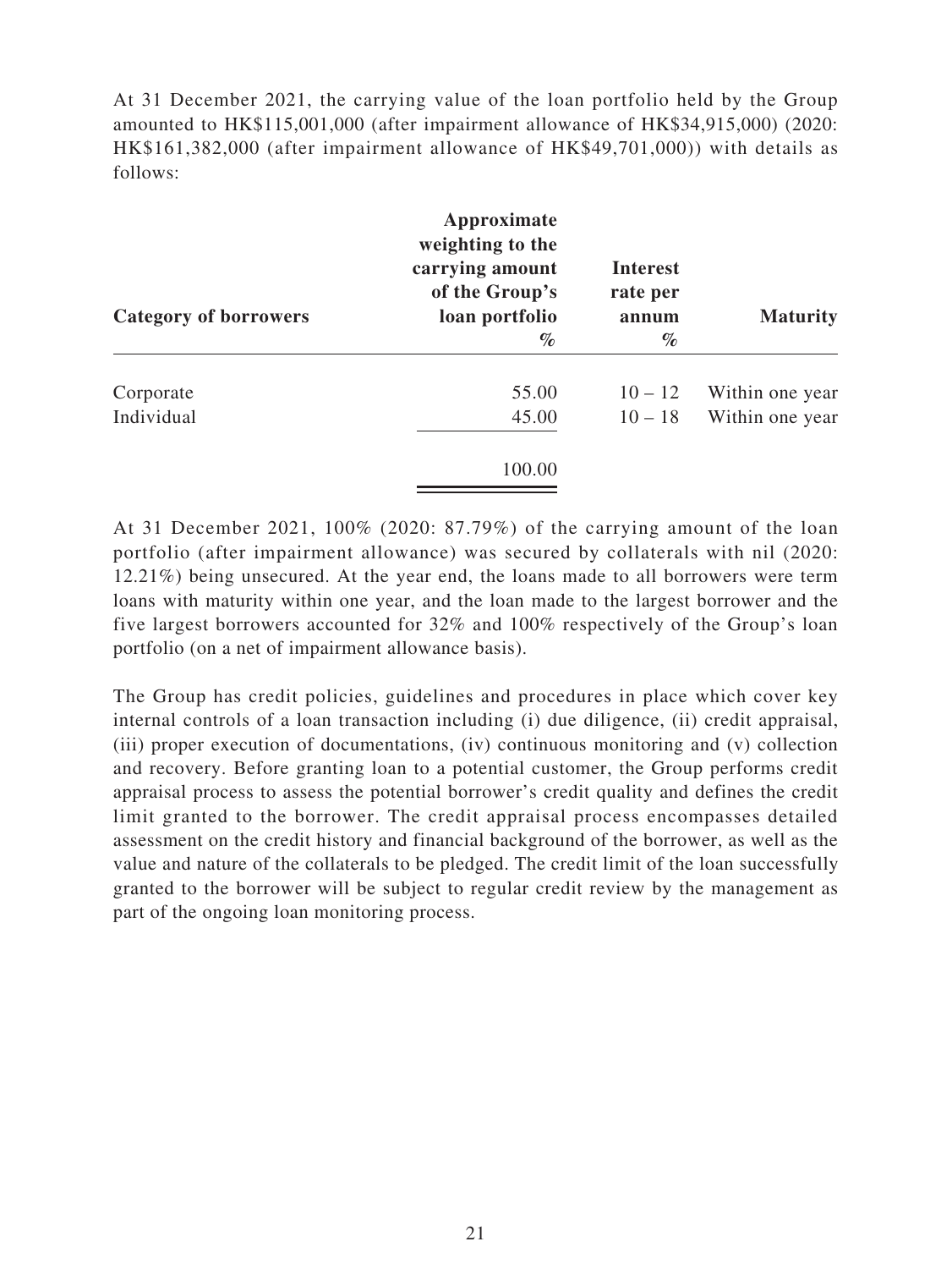At 31 December 2021, the carrying value of the loan portfolio held by the Group amounted to HK$115,001,000 (after impairment allowance of HK$34,915,000) (2020: HK$161,382,000 (after impairment allowance of HK$49,701,000)) with details as follows:

| **Category of borrowers** | **Approximate weighting to the carrying amount of the Group's loan portfolio** *%* | **Interest rate per annum** *%* | **Maturity** |
|---|---|---|---|
| Corporate | 55.00 | 10 – 12 | Within one year |
| Individual | 45.00 | 10 – 18 | Within one year |
| | 100.00 | | |

At 31 December 2021, 100% (2020: 87.79%) of the carrying amount of the loan portfolio (after impairment allowance) was secured by collaterals with nil (2020: 12.21%) being unsecured. At the year end, the loans made to all borrowers were term loans with maturity within one year, and the loan made to the largest borrower and the five largest borrowers accounted for 32% and 100% respectively of the Group's loan portfolio (on a net of impairment allowance basis).

The Group has credit policies, guidelines and procedures in place which cover key internal controls of a loan transaction including (i) due diligence, (ii) credit appraisal, (iii) proper execution of documentations, (iv) continuous monitoring and (v) collection and recovery. Before granting loan to a potential customer, the Group performs credit appraisal process to assess the potential borrower's credit quality and defines the credit limit granted to the borrower. The credit appraisal process encompasses detailed assessment on the credit history and financial background of the borrower, as well as the value and nature of the collaterals to be pledged. The credit limit of the loan successfully granted to the borrower will be subject to regular credit review by the management as part of the ongoing loan monitoring process.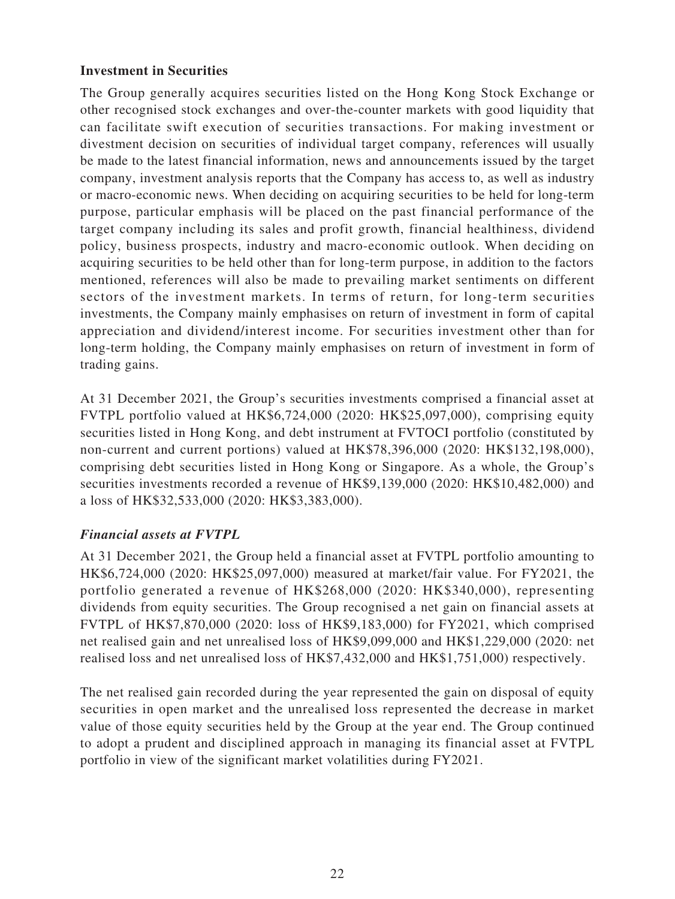**Investment in Securities**

The Group generally acquires securities listed on the Hong Kong Stock Exchange or other recognised stock exchanges and over-the-counter markets with good liquidity that can facilitate swift execution of securities transactions. For making investment or divestment decision on securities of individual target company, references will usually be made to the latest financial information, news and announcements issued by the target company, investment analysis reports that the Company has access to, as well as industry or macro-economic news. When deciding on acquiring securities to be held for long-term purpose, particular emphasis will be placed on the past financial performance of the target company including its sales and profit growth, financial healthiness, dividend policy, business prospects, industry and macro-economic outlook. When deciding on acquiring securities to be held other than for long-term purpose, in addition to the factors mentioned, references will also be made to prevailing market sentiments on different sectors of the investment markets. In terms of return, for long-term securities investments, the Company mainly emphasises on return of investment in form of capital appreciation and dividend/interest income. For securities investment other than for long-term holding, the Company mainly emphasises on return of investment in form of trading gains.

At 31 December 2021, the Group's securities investments comprised a financial asset at FVTPL portfolio valued at HK$6,724,000 (2020: HK$25,097,000), comprising equity securities listed in Hong Kong, and debt instrument at FVTOCI portfolio (constituted by non-current and current portions) valued at HK$78,396,000 (2020: HK$132,198,000), comprising debt securities listed in Hong Kong or Singapore. As a whole, the Group's securities investments recorded a revenue of HK$9,139,000 (2020: HK$10,482,000) and a loss of HK$32,533,000 (2020: HK$3,383,000).

***Financial assets at FVTPL***

At 31 December 2021, the Group held a financial asset at FVTPL portfolio amounting to HK$6,724,000 (2020: HK$25,097,000) measured at market/fair value. For FY2021, the portfolio generated a revenue of HK$268,000 (2020: HK$340,000), representing dividends from equity securities. The Group recognised a net gain on financial assets at FVTPL of HK$7,870,000 (2020: loss of HK$9,183,000) for FY2021, which comprised net realised gain and net unrealised loss of HK$9,099,000 and HK$1,229,000 (2020: net realised loss and net unrealised loss of HK$7,432,000 and HK$1,751,000) respectively.

The net realised gain recorded during the year represented the gain on disposal of equity securities in open market and the unrealised loss represented the decrease in market value of those equity securities held by the Group at the year end. The Group continued to adopt a prudent and disciplined approach in managing its financial asset at FVTPL portfolio in view of the significant market volatilities during FY2021.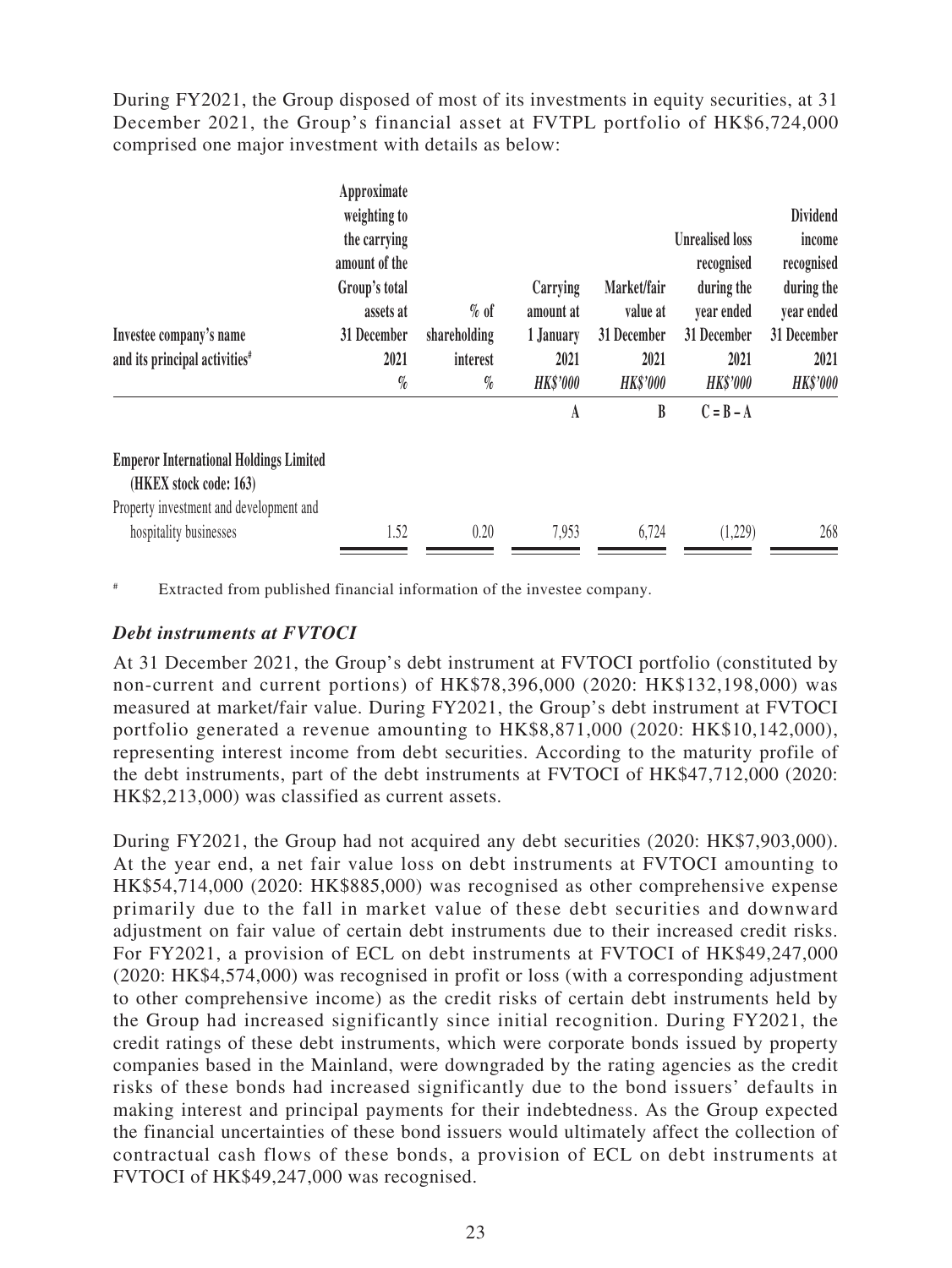During FY2021, the Group disposed of most of its investments in equity securities, at 31 December 2021, the Group's financial asset at FVTPL portfolio of HK$6,724,000 comprised one major investment with details as below:

| Investee company's name and its principal activities# | Approximate weighting to the carrying amount of the Group's total assets at 31 December 2021 | % of shareholding interest | Carrying amount at 1 January 2021 | Market/fair value at 31 December 2021 | Unrealised loss recognised during the year ended 31 December 2021 | Dividend income recognised during the year ended 31 December 2021 |
|---|---|---|---|---|---|---|
| | % | % | HK$'000 | HK$'000 | HK$'000 | HK$'000 |
| | | | A | B | C = B – A | |
| **Emperor International Holdings Limited (HKEX stock code: 163)** | | | | | | |
| Property investment and development and hospitality businesses | 1.52 | 0.20 | 7,953 | 6,724 | (1,229) | 268 |

# Extracted from published financial information of the investee company.

### *Debt instruments at FVTOCI*

At 31 December 2021, the Group's debt instrument at FVTOCI portfolio (constituted by non-current and current portions) of HK$78,396,000 (2020: HK$132,198,000) was measured at market/fair value. During FY2021, the Group's debt instrument at FVTOCI portfolio generated a revenue amounting to HK$8,871,000 (2020: HK$10,142,000), representing interest income from debt securities. According to the maturity profile of the debt instruments, part of the debt instruments at FVTOCI of HK$47,712,000 (2020: HK$2,213,000) was classified as current assets.

During FY2021, the Group had not acquired any debt securities (2020: HK$7,903,000). At the year end, a net fair value loss on debt instruments at FVTOCI amounting to HK$54,714,000 (2020: HK$885,000) was recognised as other comprehensive expense primarily due to the fall in market value of these debt securities and downward adjustment on fair value of certain debt instruments due to their increased credit risks. For FY2021, a provision of ECL on debt instruments at FVTOCI of HK$49,247,000 (2020: HK$4,574,000) was recognised in profit or loss (with a corresponding adjustment to other comprehensive income) as the credit risks of certain debt instruments held by the Group had increased significantly since initial recognition. During FY2021, the credit ratings of these debt instruments, which were corporate bonds issued by property companies based in the Mainland, were downgraded by the rating agencies as the credit risks of these bonds had increased significantly due to the bond issuers' defaults in making interest and principal payments for their indebtedness. As the Group expected the financial uncertainties of these bond issuers would ultimately affect the collection of contractual cash flows of these bonds, a provision of ECL on debt instruments at FVTOCI of HK$49,247,000 was recognised.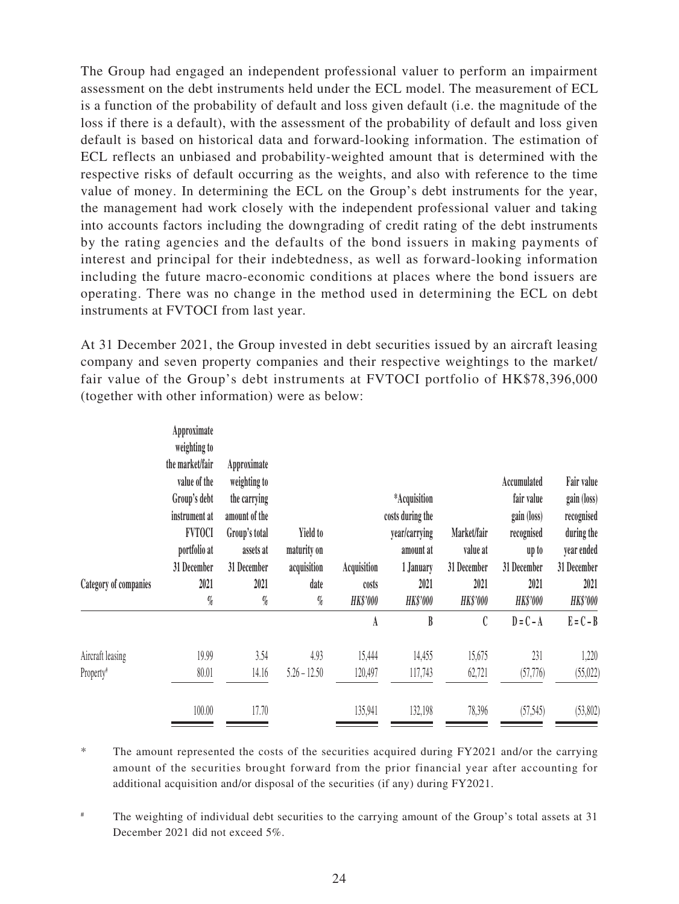The Group had engaged an independent professional valuer to perform an impairment assessment on the debt instruments held under the ECL model. The measurement of ECL is a function of the probability of default and loss given default (i.e. the magnitude of the loss if there is a default), with the assessment of the probability of default and loss given default is based on historical data and forward-looking information. The estimation of ECL reflects an unbiased and probability-weighted amount that is determined with the respective risks of default occurring as the weights, and also with reference to the time value of money. In determining the ECL on the Group's debt instruments for the year, the management had work closely with the independent professional valuer and taking into accounts factors including the downgrading of credit rating of the debt instruments by the rating agencies and the defaults of the bond issuers in making payments of interest and principal for their indebtedness, as well as forward-looking information including the future macro-economic conditions at places where the bond issuers are operating. There was no change in the method used in determining the ECL on debt instruments at FVTOCI from last year.

At 31 December 2021, the Group invested in debt securities issued by an aircraft leasing company and seven property companies and their respective weightings to the market/fair value of the Group's debt instruments at FVTOCI portfolio of HK$78,396,000 (together with other information) were as below:

| Category of companies | Approximate weighting to the market/fair value of the Group's debt instrument at FVTOCI portfolio at 31 December 2021 | Approximate weighting to the carrying amount of the Group's total assets at 31 December 2021 | Yield to maturity on acquisition date | Acquisition costs | *Acquisition costs during the year/carrying amount at 1 January 2021 | Market/fair value at 31 December 2021 | Accumulated fair value gain (loss) recognised up to 31 December 2021 | Fair value gain (loss) recognised during the year ended 31 December 2021 |
|---|---|---|---|---|---|---|---|---|
| | % | % | % | *HK$'000* | *HK$'000* | *HK$'000* | *HK$'000* | *HK$'000* |
| | | | | A | B | C | D = C – A | E = C – B |
| Aircraft leasing | 19.99 | 3.54 | 4.93 | 15,444 | 14,455 | 15,675 | 231 | 1,220 |
| Property# | 80.01 | 14.16 | 5.26 – 12.50 | 120,497 | 117,743 | 62,721 | (57,776) | (55,022) |
| | 100.00 | 17.70 | | 135,941 | 132,198 | 78,396 | (57,545) | (53,802) |

\* The amount represented the costs of the securities acquired during FY2021 and/or the carrying amount of the securities brought forward from the prior financial year after accounting for additional acquisition and/or disposal of the securities (if any) during FY2021.

# The weighting of individual debt securities to the carrying amount of the Group's total assets at 31 December 2021 did not exceed 5%.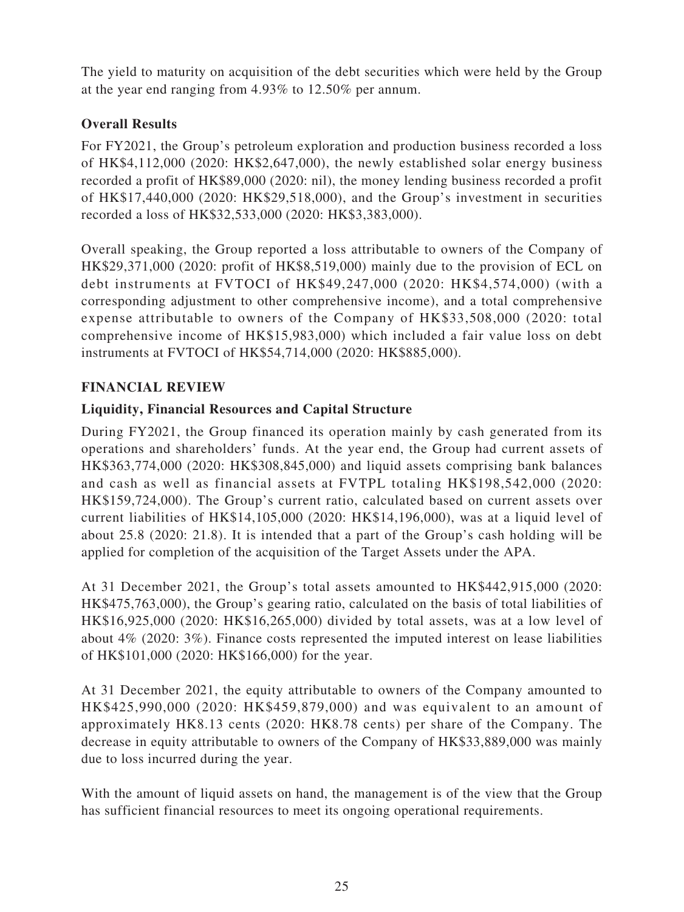The yield to maturity on acquisition of the debt securities which were held by the Group at the year end ranging from 4.93% to 12.50% per annum.

### Overall Results

For FY2021, the Group's petroleum exploration and production business recorded a loss of HK$4,112,000 (2020: HK$2,647,000), the newly established solar energy business recorded a profit of HK$89,000 (2020: nil), the money lending business recorded a profit of HK$17,440,000 (2020: HK$29,518,000), and the Group's investment in securities recorded a loss of HK$32,533,000 (2020: HK$3,383,000).

Overall speaking, the Group reported a loss attributable to owners of the Company of HK$29,371,000 (2020: profit of HK$8,519,000) mainly due to the provision of ECL on debt instruments at FVTOCI of HK$49,247,000 (2020: HK$4,574,000) (with a corresponding adjustment to other comprehensive income), and a total comprehensive expense attributable to owners of the Company of HK$33,508,000 (2020: total comprehensive income of HK$15,983,000) which included a fair value loss on debt instruments at FVTOCI of HK$54,714,000 (2020: HK$885,000).

## FINANCIAL REVIEW

### Liquidity, Financial Resources and Capital Structure

During FY2021, the Group financed its operation mainly by cash generated from its operations and shareholders' funds. At the year end, the Group had current assets of HK$363,774,000 (2020: HK$308,845,000) and liquid assets comprising bank balances and cash as well as financial assets at FVTPL totaling HK$198,542,000 (2020: HK$159,724,000). The Group's current ratio, calculated based on current assets over current liabilities of HK$14,105,000 (2020: HK$14,196,000), was at a liquid level of about 25.8 (2020: 21.8). It is intended that a part of the Group's cash holding will be applied for completion of the acquisition of the Target Assets under the APA.

At 31 December 2021, the Group's total assets amounted to HK$442,915,000 (2020: HK$475,763,000), the Group's gearing ratio, calculated on the basis of total liabilities of HK$16,925,000 (2020: HK$16,265,000) divided by total assets, was at a low level of about 4% (2020: 3%). Finance costs represented the imputed interest on lease liabilities of HK$101,000 (2020: HK$166,000) for the year.

At 31 December 2021, the equity attributable to owners of the Company amounted to HK$425,990,000 (2020: HK$459,879,000) and was equivalent to an amount of approximately HK8.13 cents (2020: HK8.78 cents) per share of the Company. The decrease in equity attributable to owners of the Company of HK$33,889,000 was mainly due to loss incurred during the year.

With the amount of liquid assets on hand, the management is of the view that the Group has sufficient financial resources to meet its ongoing operational requirements.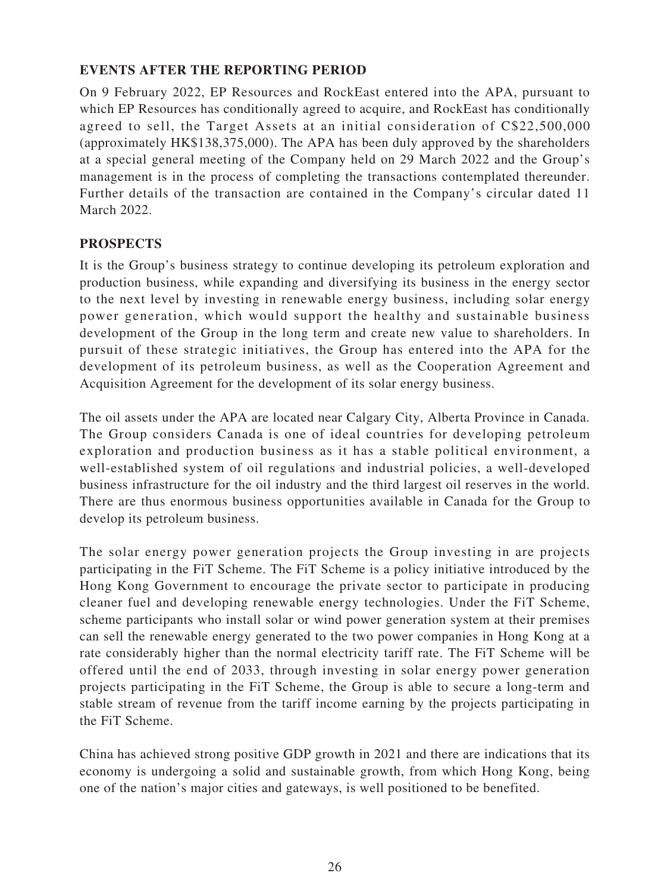## EVENTS AFTER THE REPORTING PERIOD

On 9 February 2022, EP Resources and RockEast entered into the APA, pursuant to which EP Resources has conditionally agreed to acquire, and RockEast has conditionally agreed to sell, the Target Assets at an initial consideration of C$22,500,000 (approximately HK$138,375,000). The APA has been duly approved by the shareholders at a special general meeting of the Company held on 29 March 2022 and the Group's management is in the process of completing the transactions contemplated thereunder. Further details of the transaction are contained in the Company's circular dated 11 March 2022.

## PROSPECTS

It is the Group's business strategy to continue developing its petroleum exploration and production business, while expanding and diversifying its business in the energy sector to the next level by investing in renewable energy business, including solar energy power generation, which would support the healthy and sustainable business development of the Group in the long term and create new value to shareholders. In pursuit of these strategic initiatives, the Group has entered into the APA for the development of its petroleum business, as well as the Cooperation Agreement and Acquisition Agreement for the development of its solar energy business.

The oil assets under the APA are located near Calgary City, Alberta Province in Canada. The Group considers Canada is one of ideal countries for developing petroleum exploration and production business as it has a stable political environment, a well-established system of oil regulations and industrial policies, a well-developed business infrastructure for the oil industry and the third largest oil reserves in the world. There are thus enormous business opportunities available in Canada for the Group to develop its petroleum business.

The solar energy power generation projects the Group investing in are projects participating in the FiT Scheme. The FiT Scheme is a policy initiative introduced by the Hong Kong Government to encourage the private sector to participate in producing cleaner fuel and developing renewable energy technologies. Under the FiT Scheme, scheme participants who install solar or wind power generation system at their premises can sell the renewable energy generated to the two power companies in Hong Kong at a rate considerably higher than the normal electricity tariff rate. The FiT Scheme will be offered until the end of 2033, through investing in solar energy power generation projects participating in the FiT Scheme, the Group is able to secure a long-term and stable stream of revenue from the tariff income earning by the projects participating in the FiT Scheme.

China has achieved strong positive GDP growth in 2021 and there are indications that its economy is undergoing a solid and sustainable growth, from which Hong Kong, being one of the nation's major cities and gateways, is well positioned to be benefited.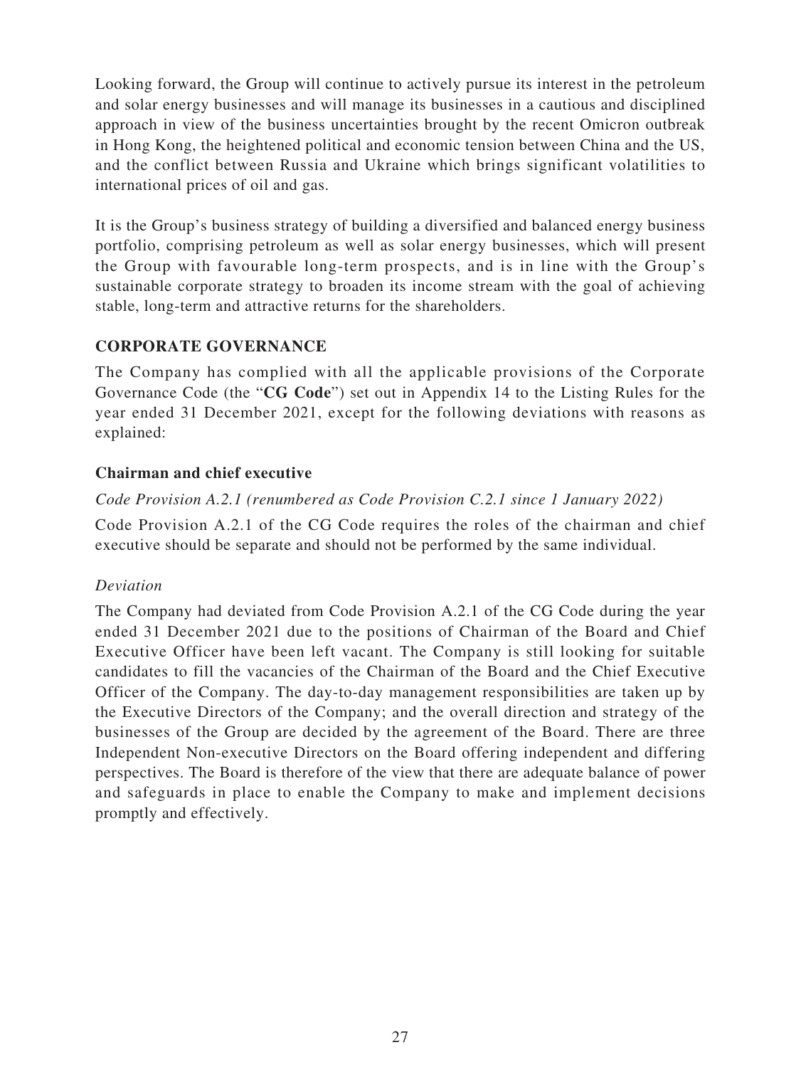Looking forward, the Group will continue to actively pursue its interest in the petroleum and solar energy businesses and will manage its businesses in a cautious and disciplined approach in view of the business uncertainties brought by the recent Omicron outbreak in Hong Kong, the heightened political and economic tension between China and the US, and the conflict between Russia and Ukraine which brings significant volatilities to international prices of oil and gas.

It is the Group's business strategy of building a diversified and balanced energy business portfolio, comprising petroleum as well as solar energy businesses, which will present the Group with favourable long-term prospects, and is in line with the Group's sustainable corporate strategy to broaden its income stream with the goal of achieving stable, long-term and attractive returns for the shareholders.

## CORPORATE GOVERNANCE

The Company has complied with all the applicable provisions of the Corporate Governance Code (the "**CG Code**") set out in Appendix 14 to the Listing Rules for the year ended 31 December 2021, except for the following deviations with reasons as explained:

### Chairman and chief executive

*Code Provision A.2.1 (renumbered as Code Provision C.2.1 since 1 January 2022)*

Code Provision A.2.1 of the CG Code requires the roles of the chairman and chief executive should be separate and should not be performed by the same individual.

*Deviation*

The Company had deviated from Code Provision A.2.1 of the CG Code during the year ended 31 December 2021 due to the positions of Chairman of the Board and Chief Executive Officer have been left vacant. The Company is still looking for suitable candidates to fill the vacancies of the Chairman of the Board and the Chief Executive Officer of the Company. The day-to-day management responsibilities are taken up by the Executive Directors of the Company; and the overall direction and strategy of the businesses of the Group are decided by the agreement of the Board. There are three Independent Non-executive Directors on the Board offering independent and differing perspectives. The Board is therefore of the view that there are adequate balance of power and safeguards in place to enable the Company to make and implement decisions promptly and effectively.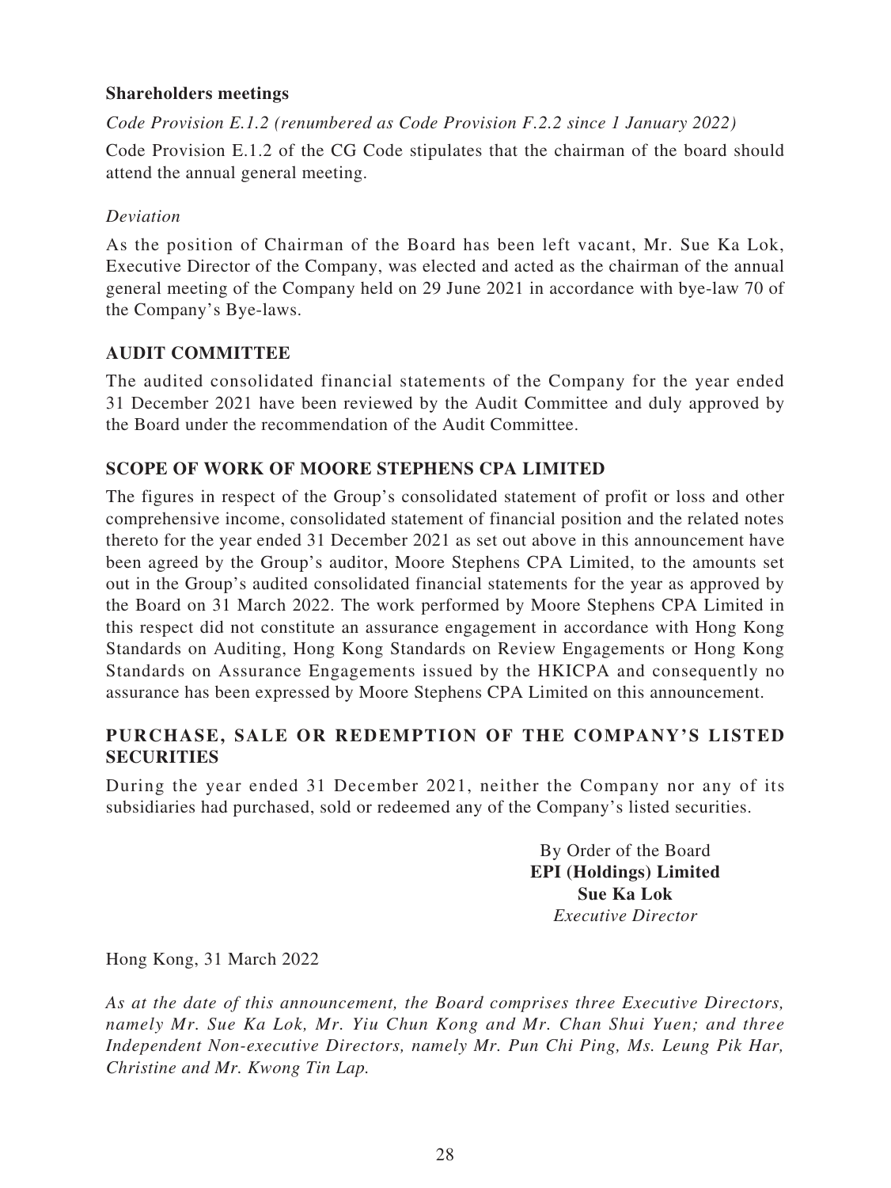**Shareholders meetings**

*Code Provision E.1.2 (renumbered as Code Provision F.2.2 since 1 January 2022)*

Code Provision E.1.2 of the CG Code stipulates that the chairman of the board should attend the annual general meeting.

*Deviation*

As the position of Chairman of the Board has been left vacant, Mr. Sue Ka Lok, Executive Director of the Company, was elected and acted as the chairman of the annual general meeting of the Company held on 29 June 2021 in accordance with bye-law 70 of the Company's Bye-laws.

## AUDIT COMMITTEE

The audited consolidated financial statements of the Company for the year ended 31 December 2021 have been reviewed by the Audit Committee and duly approved by the Board under the recommendation of the Audit Committee.

## SCOPE OF WORK OF MOORE STEPHENS CPA LIMITED

The figures in respect of the Group's consolidated statement of profit or loss and other comprehensive income, consolidated statement of financial position and the related notes thereto for the year ended 31 December 2021 as set out above in this announcement have been agreed by the Group's auditor, Moore Stephens CPA Limited, to the amounts set out in the Group's audited consolidated financial statements for the year as approved by the Board on 31 March 2022. The work performed by Moore Stephens CPA Limited in this respect did not constitute an assurance engagement in accordance with Hong Kong Standards on Auditing, Hong Kong Standards on Review Engagements or Hong Kong Standards on Assurance Engagements issued by the HKICPA and consequently no assurance has been expressed by Moore Stephens CPA Limited on this announcement.

## PURCHASE, SALE OR REDEMPTION OF THE COMPANY'S LISTED SECURITIES

During the year ended 31 December 2021, neither the Company nor any of its subsidiaries had purchased, sold or redeemed any of the Company's listed securities.

By Order of the Board
**EPI (Holdings) Limited**
**Sue Ka Lok**
*Executive Director*

Hong Kong, 31 March 2022

*As at the date of this announcement, the Board comprises three Executive Directors, namely Mr. Sue Ka Lok, Mr. Yiu Chun Kong and Mr. Chan Shui Yuen; and three Independent Non-executive Directors, namely Mr. Pun Chi Ping, Ms. Leung Pik Har, Christine and Mr. Kwong Tin Lap.*